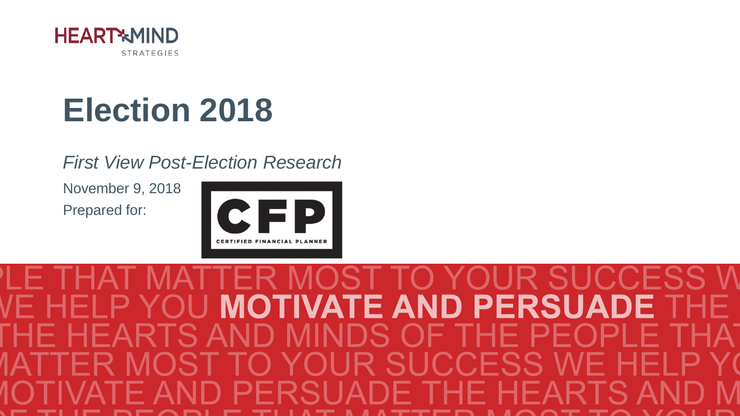HEART+MIND STRATEGIES

# Election 2018

*First View Post-Election Research*

November 9, 2018

Prepared for:

CFP CERTIFIED FINANCIAL PLANNER

WE HELP YOU **MOTIVATE AND PERSUADE** THE HEARTS AND MINDS OF THE PEOPLE THAT MATTER MOST TO YOUR SUCCESS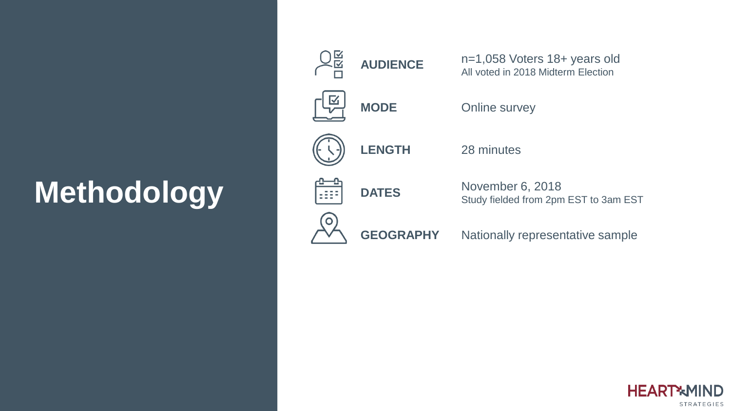# Methodology

| | |
|---|---|
| **AUDIENCE** | n=1,058 Voters 18+ years old<br>All voted in 2018 Midterm Election |
| **MODE** | Online survey |
| **LENGTH** | 28 minutes |
| **DATES** | November 6, 2018<br>Study fielded from 2pm EST to 3am EST |
| **GEOGRAPHY** | Nationally representative sample |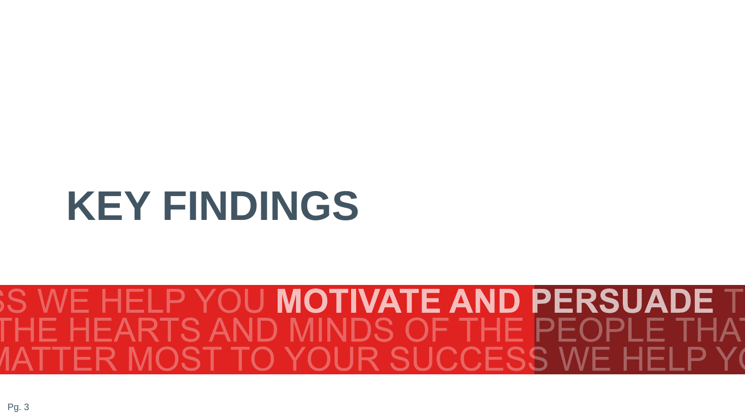# KEY FINDINGS

SS WE HELP YOU **MOTIVATE AND PERSUADE** T
THE HEARTS AND MINDS OF THE PEOPLE THAT
MATTER MOST TO YOUR SUCCESS WE HELP YO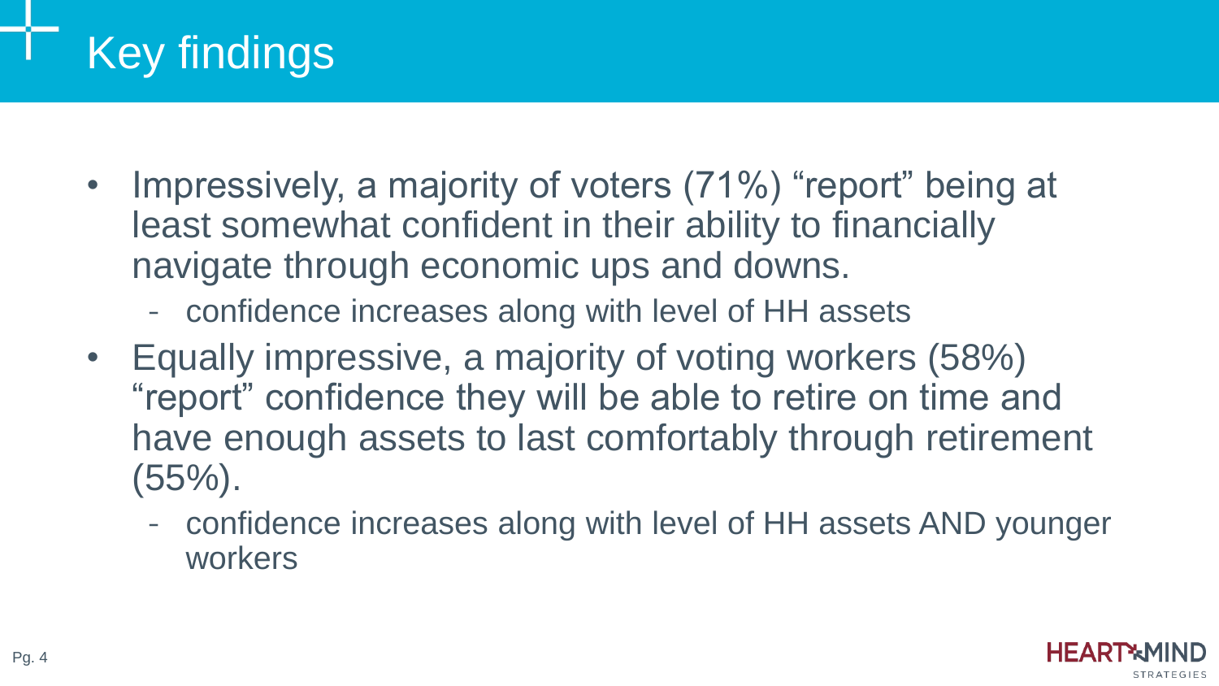# Key findings

- Impressively, a majority of voters (71%) "report" being at least somewhat confident in their ability to financially navigate through economic ups and downs.
  - confidence increases along with level of HH assets
- Equally impressive, a majority of voting workers (58%) "report" confidence they will be able to retire on time and have enough assets to last comfortably through retirement (55%).
  - confidence increases along with level of HH assets AND younger workers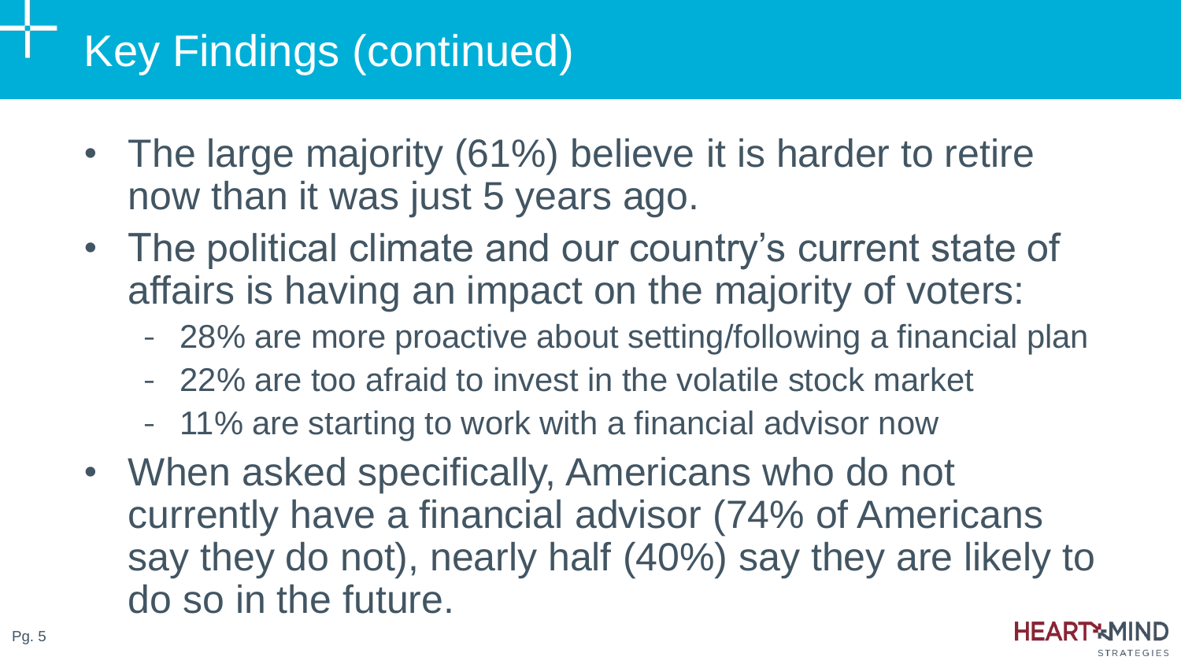# Key Findings (continued)

- The large majority (61%) believe it is harder to retire now than it was just 5 years ago.
- The political climate and our country's current state of affairs is having an impact on the majority of voters:
  - 28% are more proactive about setting/following a financial plan
  - 22% are too afraid to invest in the volatile stock market
  - 11% are starting to work with a financial advisor now
- When asked specifically, Americans who do not currently have a financial advisor (74% of Americans say they do not), nearly half (40%) say they are likely to do so in the future.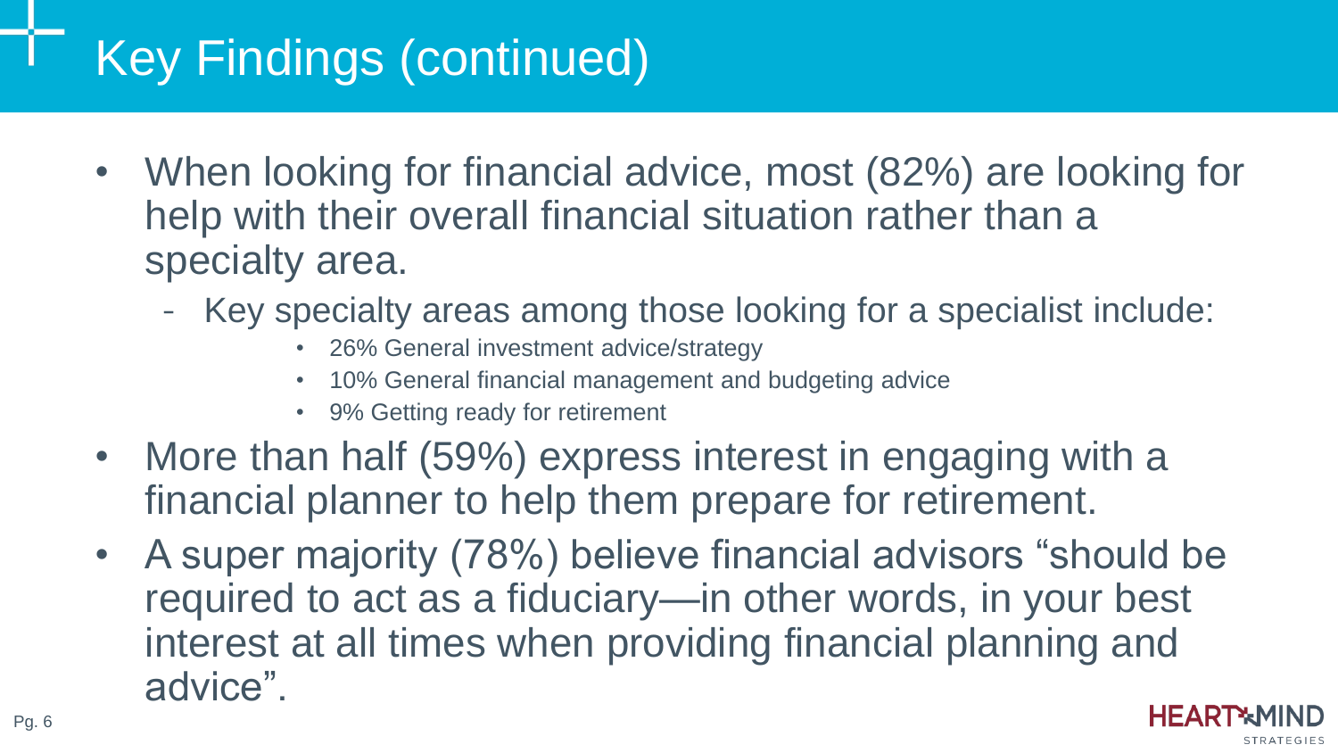# Key Findings (continued)

- When looking for financial advice, most (82%) are looking for help with their overall financial situation rather than a specialty area.
  - Key specialty areas among those looking for a specialist include:
    - 26% General investment advice/strategy
    - 10% General financial management and budgeting advice
    - 9% Getting ready for retirement
- More than half (59%) express interest in engaging with a financial planner to help them prepare for retirement.
- A super majority (78%) believe financial advisors "should be required to act as a fiduciary—in other words, in your best interest at all times when providing financial planning and advice".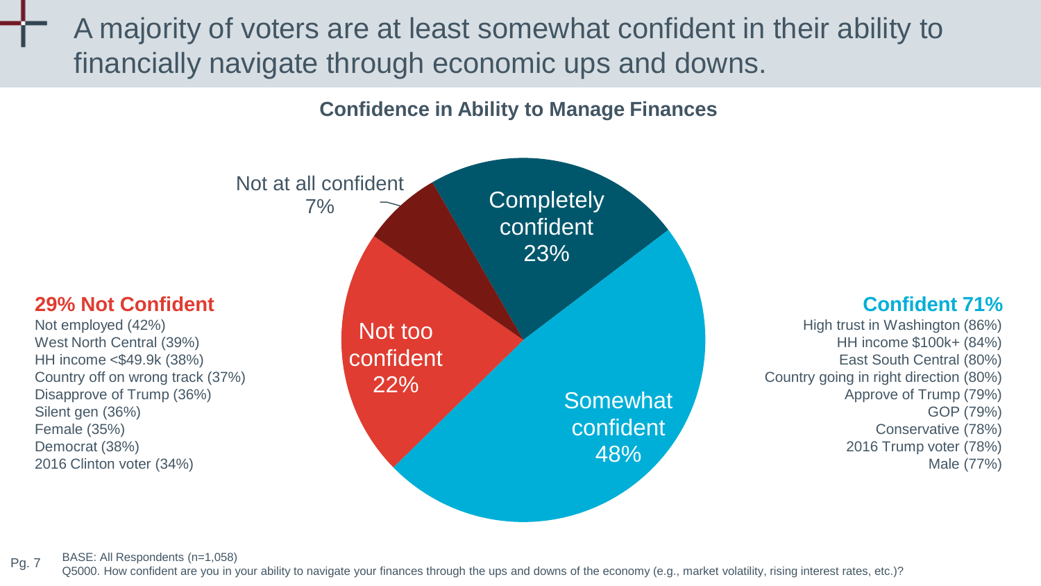# A majority of voters are at least somewhat confident in their ability to financially navigate through economic ups and downs.

## Confidence in Ability to Manage Finances

- Completely confident 23%
- Somewhat confident 48%
- Not too confident 22%
- Not at all confident 7%

**29% Not Confident**

Not employed (42%)
West North Central (39%)
HH income <$49.9k (38%)
Country off on wrong track (37%)
Disapprove of Trump (36%)
Silent gen (36%)
Female (35%)
Democrat (38%)
2016 Clinton voter (34%)

**Confident 71%**

High trust in Washington (86%)
HH income $100k+ (84%)
East South Central (80%)
Country going in right direction (80%)
Approve of Trump (79%)
GOP (79%)
Conservative (78%)
2016 Trump voter (78%)
Male (77%)

BASE: All Respondents (n=1,058)
Q5000. How confident are you in your ability to navigate your finances through the ups and downs of the economy (e.g., market volatility, rising interest rates, etc.)?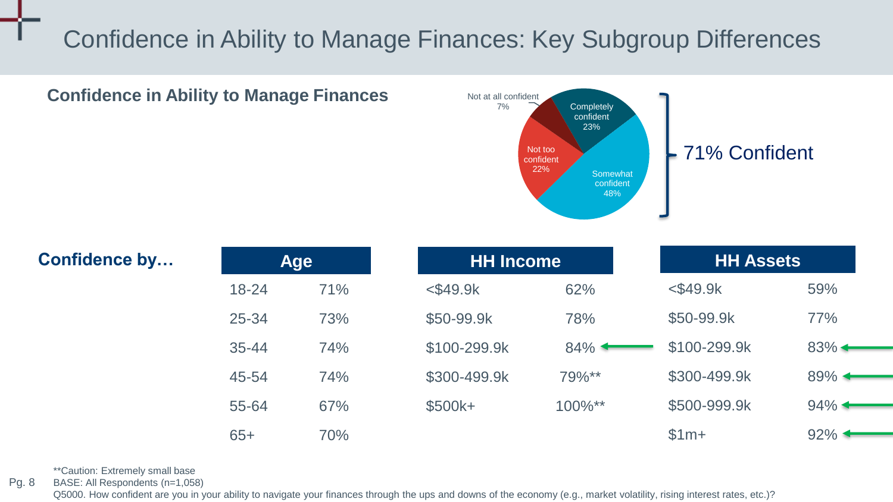# Confidence in Ability to Manage Finances: Key Subgroup Differences

## Confidence in Ability to Manage Finances

- Completely confident 23%
- Somewhat confident 48%
- Not too confident 22%
- Not at all confident 7%

**71% Confident**

## Confidence by…

| Age | | HH Income | | HH Assets | |
|---|---|---|---|---|---|
| 18-24 | 71% | <$49.9k | 62% | <$49.9k | 59% |
| 25-34 | 73% | $50-99.9k | 78% | $50-99.9k | 77% |
| 35-44 | 74% | $100-299.9k | 84% | $100-299.9k | 83% |
| 45-54 | 74% | $300-499.9k | 79%** | $300-499.9k | 89% |
| 55-64 | 67% | $500k+ | 100%** | $500-999.9k | 94% |
| 65+ | 70% | | | $1m+ | 92% |

**Caution: Extremely small base

BASE: All Respondents (n=1,058)

Q5000. How confident are you in your ability to navigate your finances through the ups and downs of the economy (e.g., market volatility, rising interest rates, etc.)?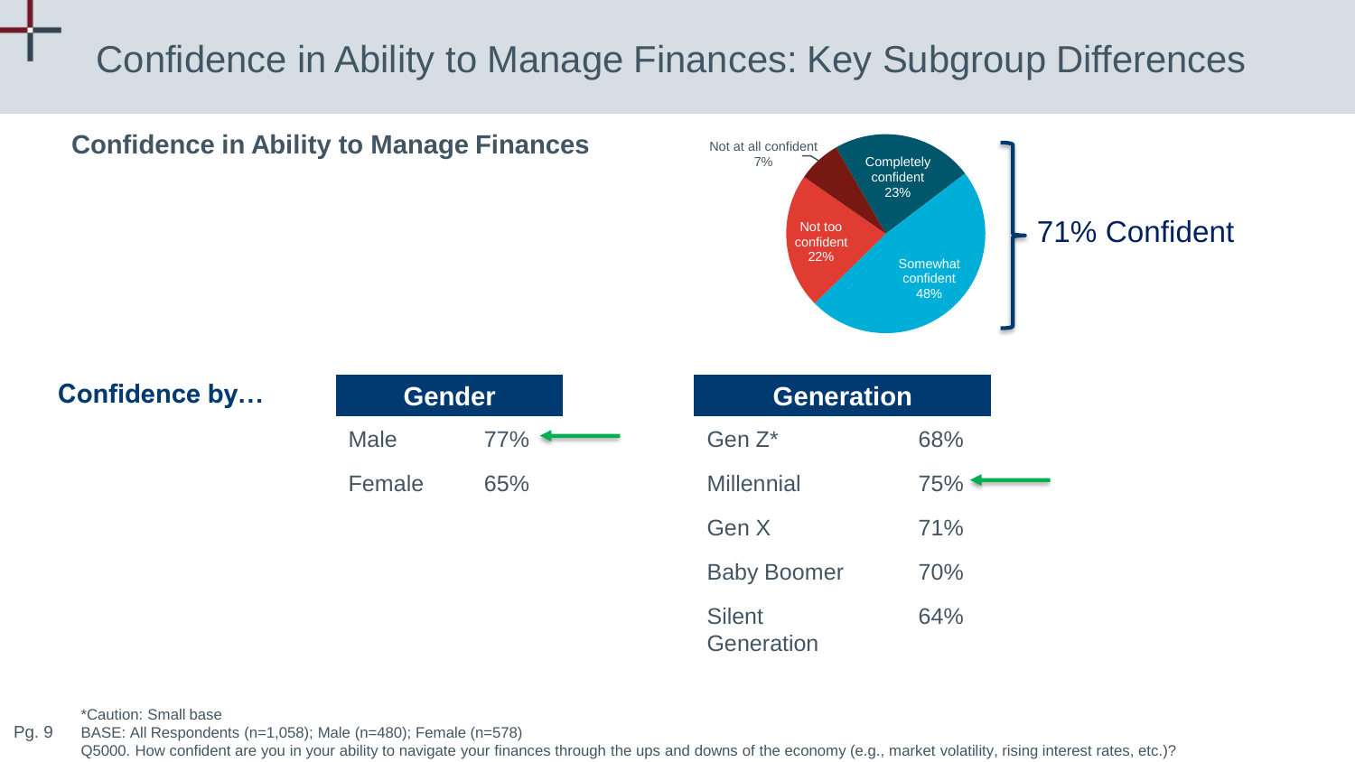# Confidence in Ability to Manage Finances: Key Subgroup Differences

## Confidence in Ability to Manage Finances

| Response | % |
|---|---|
| Completely confident | 23% |
| Somewhat confident | 48% |
| Not too confident | 22% |
| Not at all confident | 7% |

71% Confident

## Confidence by…

| Gender | |
|---|---|
| Male | 77% |
| Female | 65% |

| Generation | |
|---|---|
| Gen Z* | 68% |
| Millennial | 75% |
| Gen X | 71% |
| Baby Boomer | 70% |
| Silent Generation | 64% |

*Caution: Small base

BASE: All Respondents (n=1,058); Male (n=480); Female (n=578)

Q5000. How confident are you in your ability to navigate your finances through the ups and downs of the economy (e.g., market volatility, rising interest rates, etc.)?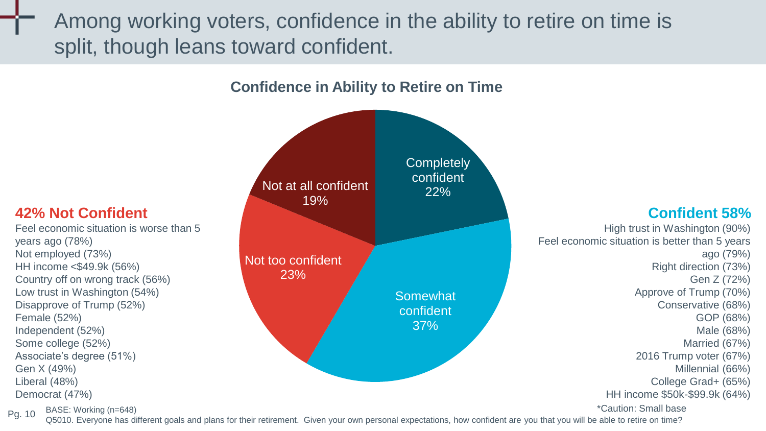# Among working voters, confidence in the ability to retire on time is split, though leans toward confident.

## Confidence in Ability to Retire on Time

| Response | % |
|---|---|
| Completely confident | 22% |
| Somewhat confident | 37% |
| Not too confident | 23% |
| Not at all confident | 19% |

### 42% Not Confident

- Feel economic situation is worse than 5 years ago (78%)
- Not employed (73%)
- HH income <$49.9k (56%)
- Country off on wrong track (56%)
- Low trust in Washington (54%)
- Disapprove of Trump (52%)
- Female (52%)
- Independent (52%)
- Some college (52%)
- Associate's degree (51%)
- Gen X (49%)
- Liberal (48%)
- Democrat (47%)

### Confident 58%

- High trust in Washington (90%)
- Feel economic situation is better than 5 years ago (79%)
- Right direction (73%)
- Gen Z (72%)
- Approve of Trump (70%)
- Conservative (68%)
- GOP (68%)
- Male (68%)
- Married (67%)
- 2016 Trump voter (67%)
- Millennial (66%)
- College Grad+ (65%)
- HH income $50k-$99.9k (64%)

*Caution: Small base

BASE: Working (n=648)

Q5010. Everyone has different goals and plans for their retirement. Given your own personal expectations, how confident are you that you will be able to retire on time?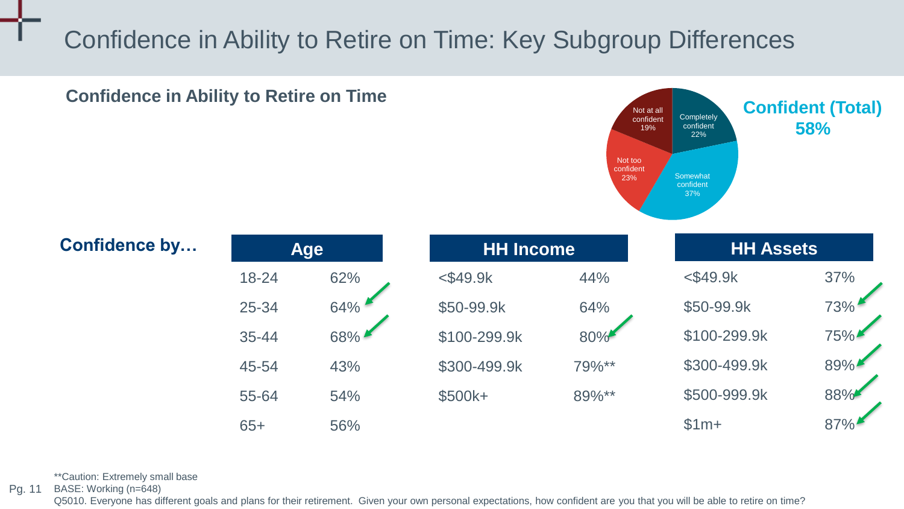# Confidence in Ability to Retire on Time: Key Subgroup Differences

## Confidence in Ability to Retire on Time

| Response | % |
|---|---|
| Completely confident | 22% |
| Somewhat confident | 37% |
| Not too confident | 23% |
| Not at all confident | 19% |

**Confident (Total) 58%**

**Confidence by…**

| Age | | HH Income | | HH Assets | |
|---|---|---|---|---|---|
| 18-24 | 62% | <$49.9k | 44% | <$49.9k | 37% |
| 25-34 | 64% | $50-99.9k | 64% | $50-99.9k | 73% |
| 35-44 | 68% | $100-299.9k | 80% | $100-299.9k | 75% |
| 45-54 | 43% | $300-499.9k | 79%** | $300-499.9k | 89% |
| 55-64 | 54% | $500k+ | 89%** | $500-999.9k | 88% |
| 65+ | 56% | | | $1m+ | 87% |

**Caution: Extremely small base

BASE: Working (n=648)

Q5010. Everyone has different goals and plans for their retirement. Given your own personal expectations, how confident are you that you will be able to retire on time?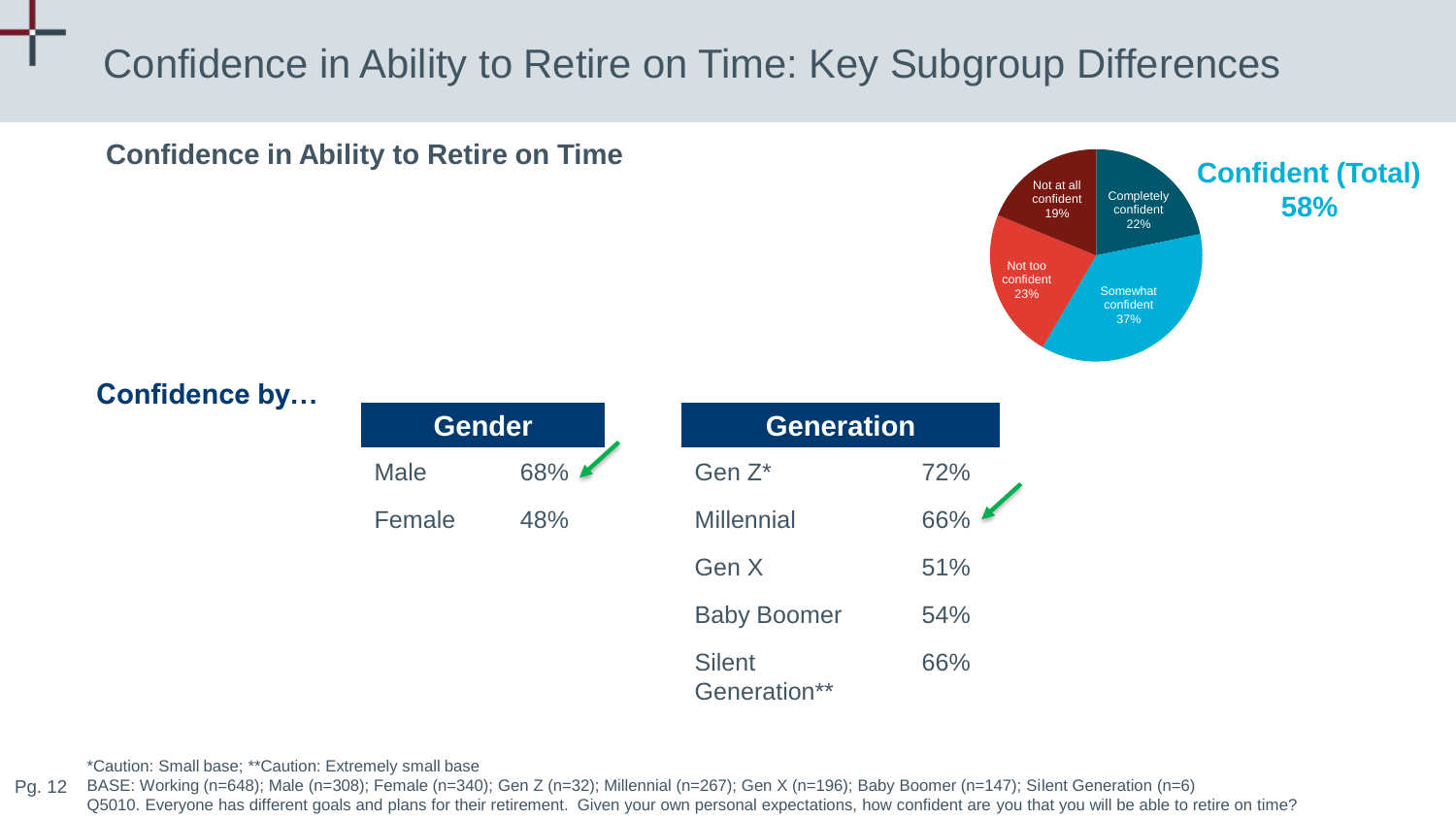# Confidence in Ability to Retire on Time: Key Subgroup Differences

## Confidence in Ability to Retire on Time

| Response | % |
| --- | --- |
| Completely confident | 22% |
| Somewhat confident | 37% |
| Not too confident | 23% |
| Not at all confident | 19% |

**Confident (Total) 58%**

## Confidence by…

| Gender | |
| --- | --- |
| Male | 68% |
| Female | 48% |

| Generation | |
| --- | --- |
| Gen Z* | 72% |
| Millennial | 66% |
| Gen X | 51% |
| Baby Boomer | 54% |
| Silent Generation** | 66% |

*Caution: Small base; **Caution: Extremely small base

BASE: Working (n=648); Male (n=308); Female (n=340); Gen Z (n=32); Millennial (n=267); Gen X (n=196); Baby Boomer (n=147); Silent Generation (n=6)

Q5010. Everyone has different goals and plans for their retirement. Given your own personal expectations, how confident are you that you will be able to retire on time?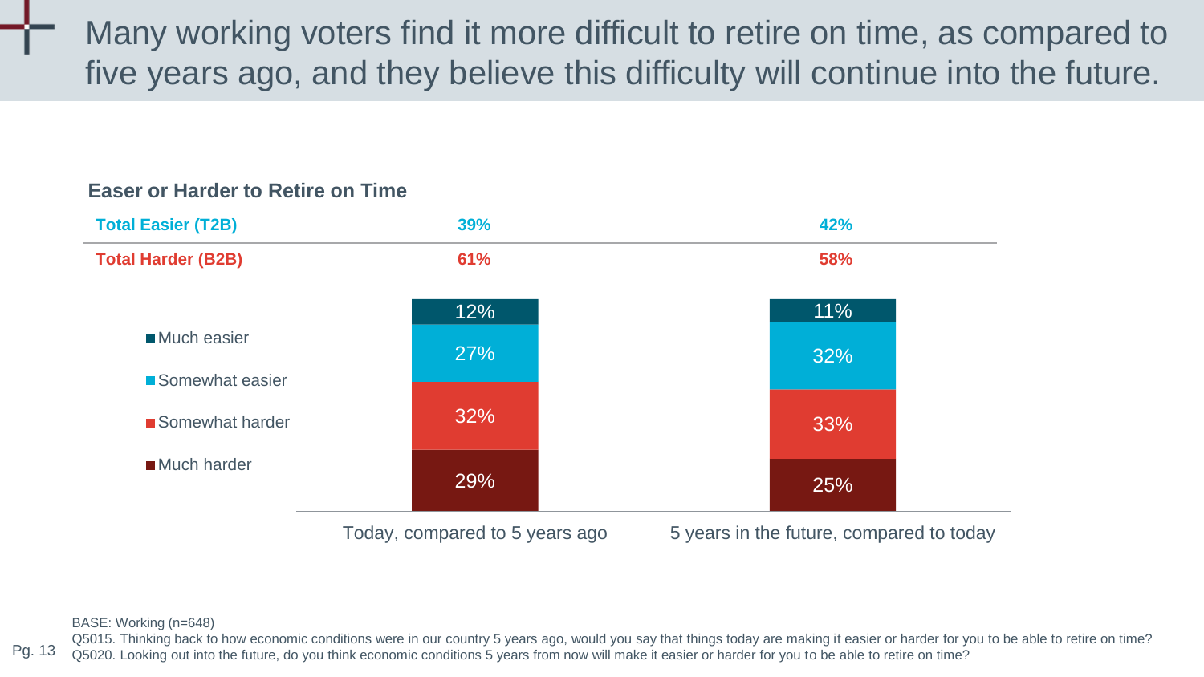# Many working voters find it more difficult to retire on time, as compared to five years ago, and they believe this difficulty will continue into the future.

**Easer or Harder to Retire on Time**

| | Today, compared to 5 years ago | 5 years in the future, compared to today |
|---|---|---|
| **Total Easier (T2B)** | **39%** | **42%** |
| **Total Harder (B2B)** | **61%** | **58%** |
| Much easier | 12% | 11% |
| Somewhat easier | 27% | 32% |
| Somewhat harder | 32% | 33% |
| Much harder | 29% | 25% |

BASE: Working (n=648)

Q5015. Thinking back to how economic conditions were in our country 5 years ago, would you say that things today are making it easier or harder for you to be able to retire on time?

Q5020. Looking out into the future, do you think economic conditions 5 years from now will make it easier or harder for you to be able to retire on time?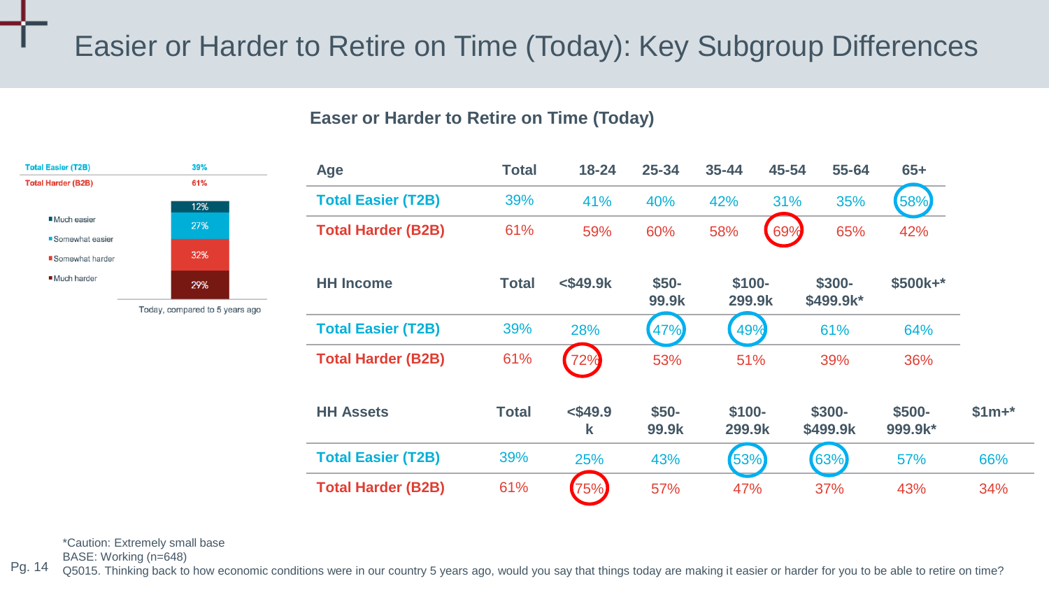# Easier or Harder to Retire on Time (Today): Key Subgroup Differences

| | Today, compared to 5 years ago |
|---|---|
| Total Easier (T2B) | 39% |
| Total Harder (B2B) | 61% |
| Much easier | 12% |
| Somewhat easier | 27% |
| Somewhat harder | 32% |
| Much harder | 29% |

### Easer or Harder to Retire on Time (Today)

| Age | Total | 18-24 | 25-34 | 35-44 | 45-54 | 55-64 | 65+ |
|---|---|---|---|---|---|---|---|
| **Total Easier (T2B)** | 39% | 41% | 40% | 42% | 31% | 35% | 58% |
| **Total Harder (B2B)** | 61% | 59% | 60% | 58% | 69% | 65% | 42% |

| HH Income | Total | <$49.9k | $50-99.9k | $100-299.9k | $300-$499.9k* | $500k+* |
|---|---|---|---|---|---|---|
| **Total Easier (T2B)** | 39% | 28% | 47% | 49% | 61% | 64% |
| **Total Harder (B2B)** | 61% | 72% | 53% | 51% | 39% | 36% |

| HH Assets | Total | <$49.9k | $50-99.9k | $100-299.9k | $300-$499.9k | $500-999.9k* | $1m+* |
|---|---|---|---|---|---|---|---|
| **Total Easier (T2B)** | 39% | 25% | 43% | 53% | 63% | 57% | 66% |
| **Total Harder (B2B)** | 61% | 75% | 57% | 47% | 37% | 43% | 34% |

*Caution: Extremely small base

BASE: Working (n=648)

Q5015. Thinking back to how economic conditions were in our country 5 years ago, would you say that things today are making it easier or harder for you to be able to retire on time?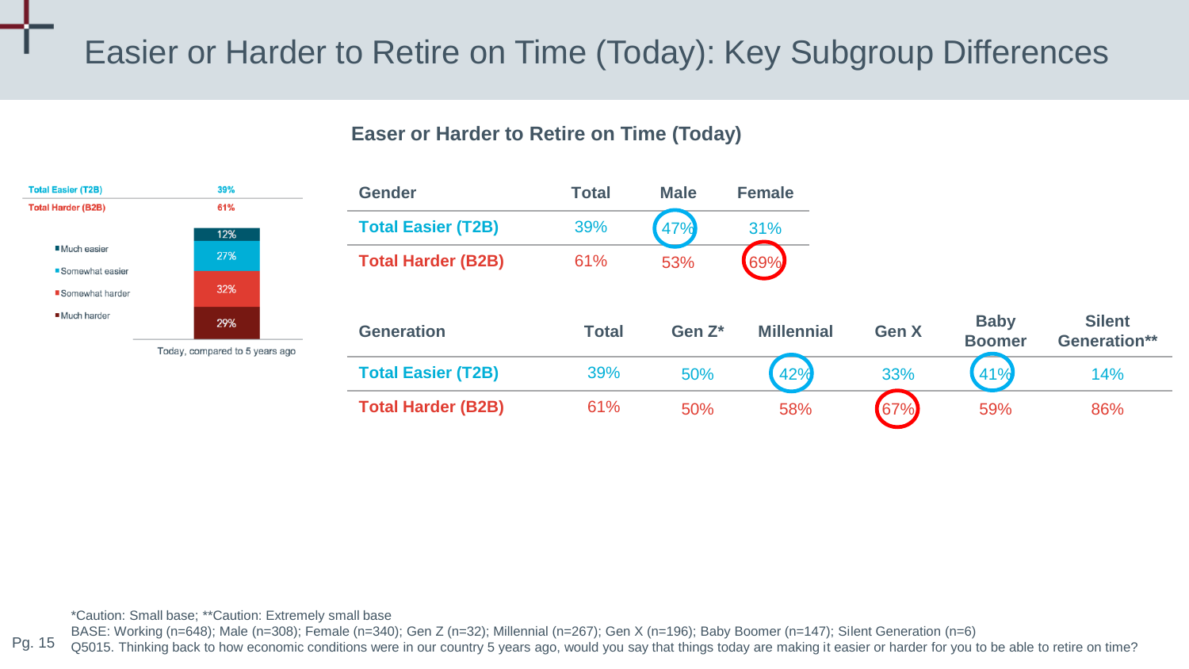# Easier or Harder to Retire on Time (Today): Key Subgroup Differences

## Easer or Harder to Retire on Time (Today)

| Today, compared to 5 years ago | |
|---|---|
| Total Easier (T2B) | 39% |
| Total Harder (B2B) | 61% |
| Much easier | 12% |
| Somewhat easier | 27% |
| Somewhat harder | 32% |
| Much harder | 29% |

| Gender | Total | Male | Female |
|---|---|---|---|
| **Total Easier (T2B)** | 39% | 47% | 31% |
| **Total Harder (B2B)** | 61% | 53% | 69% |

| Generation | Total | Gen Z* | Millennial | Gen X | Baby Boomer | Silent Generation** |
|---|---|---|---|---|---|---|
| **Total Easier (T2B)** | 39% | 50% | 42% | 33% | 41% | 14% |
| **Total Harder (B2B)** | 61% | 50% | 58% | 67% | 59% | 86% |

*Caution: Small base; **Caution: Extremely small base

BASE: Working (n=648); Male (n=308); Female (n=340); Gen Z (n=32); Millennial (n=267); Gen X (n=196); Baby Boomer (n=147); Silent Generation (n=6)

Q5015. Thinking back to how economic conditions were in our country 5 years ago, would you say that things today are making it easier or harder for you to be able to retire on time?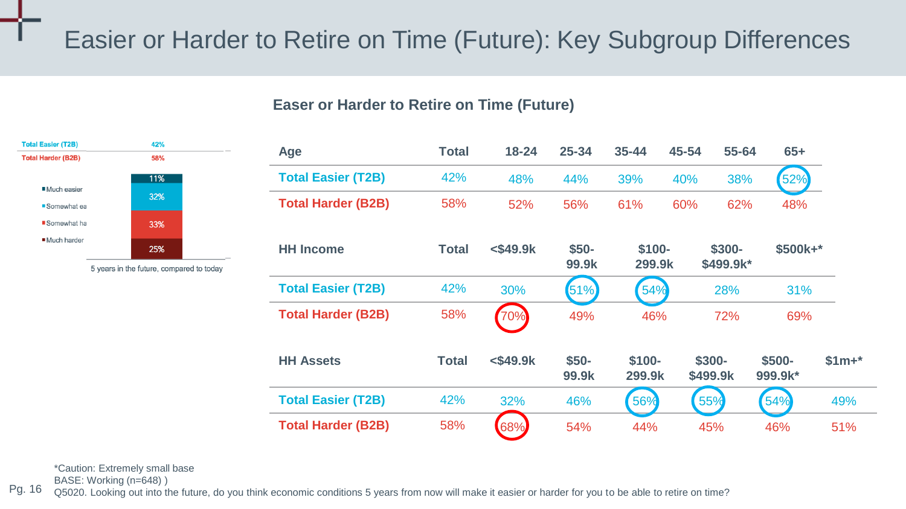# Easier or Harder to Retire on Time (Future): Key Subgroup Differences

| | |
|---|---|
| Total Easier (T2B) | 42% |
| Total Harder (B2B) | 58% |

| 5 years in the future, compared to today | |
|---|---|
| Much easier | 11% |
| Somewhat ea | 32% |
| Somewhat ha | 33% |
| Much harder | 25% |

## Easer or Harder to Retire on Time (Future)

| Age | Total | 18-24 | 25-34 | 35-44 | 45-54 | 55-64 | 65+ |
|---|---|---|---|---|---|---|---|
| Total Easier (T2B) | 42% | 48% | 44% | 39% | 40% | 38% | 52% |
| Total Harder (B2B) | 58% | 52% | 56% | 61% | 60% | 62% | 48% |

| HH Income | Total | <$49.9k | $50-99.9k | $100-299.9k | $300-$499.9k* | $500k+* |
|---|---|---|---|---|---|---|
| Total Easier (T2B) | 42% | 30% | 51% | 54% | 28% | 31% |
| Total Harder (B2B) | 58% | 70% | 49% | 46% | 72% | 69% |

| HH Assets | Total | <$49.9k | $50-99.9k | $100-299.9k | $300-$499.9k | $500-999.9k* | $1m+* |
|---|---|---|---|---|---|---|---|
| Total Easier (T2B) | 42% | 32% | 46% | 56% | 55% | 54% | 49% |
| Total Harder (B2B) | 58% | 68% | 54% | 44% | 45% | 46% | 51% |

*Caution: Extremely small base

BASE: Working (n=648) )

Q5020. Looking out into the future, do you think economic conditions 5 years from now will make it easier or harder for you to be able to retire on time?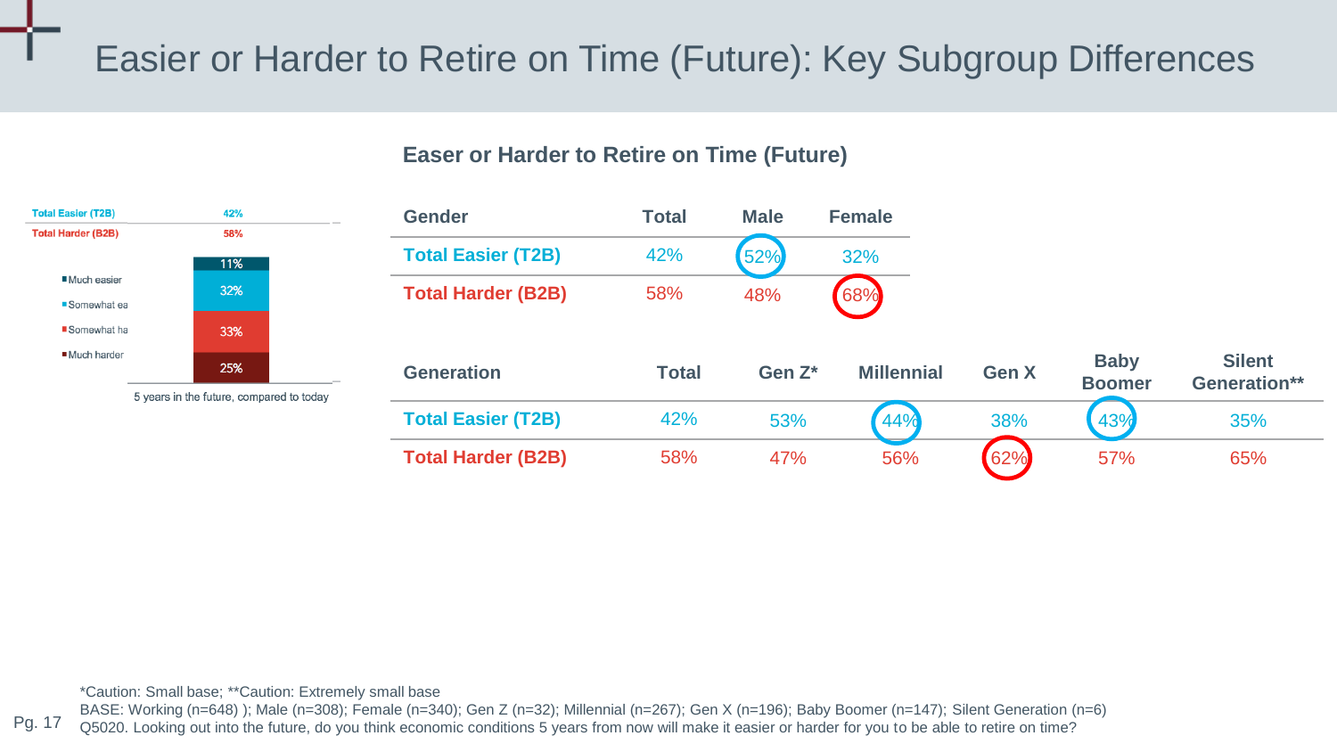# Easier or Harder to Retire on Time (Future): Key Subgroup Differences

| | |
|---|---|
| Total Easier (T2B) | 42% |
| Total Harder (B2B) | 58% |

| | 5 years in the future, compared to today |
|---|---|
| Much easier | 11% |
| Somewhat ea | 32% |
| Somewhat ha | 33% |
| Much harder | 25% |

## Easer or Harder to Retire on Time (Future)

| Gender | Total | Male | Female |
|---|---|---|---|
| Total Easier (T2B) | 42% | 52% | 32% |
| Total Harder (B2B) | 58% | 48% | 68% |

| Generation | Total | Gen Z* | Millennial | Gen X | Baby Boomer | Silent Generation** |
|---|---|---|---|---|---|---|
| Total Easier (T2B) | 42% | 53% | 44% | 38% | 43% | 35% |
| Total Harder (B2B) | 58% | 47% | 56% | 62% | 57% | 65% |

*Caution: Small base; **Caution: Extremely small base

BASE: Working (n=648) ); Male (n=308); Female (n=340); Gen Z (n=32); Millennial (n=267); Gen X (n=196); Baby Boomer (n=147); Silent Generation (n=6)

Q5020. Looking out into the future, do you think economic conditions 5 years from now will make it easier or harder for you to be able to retire on time?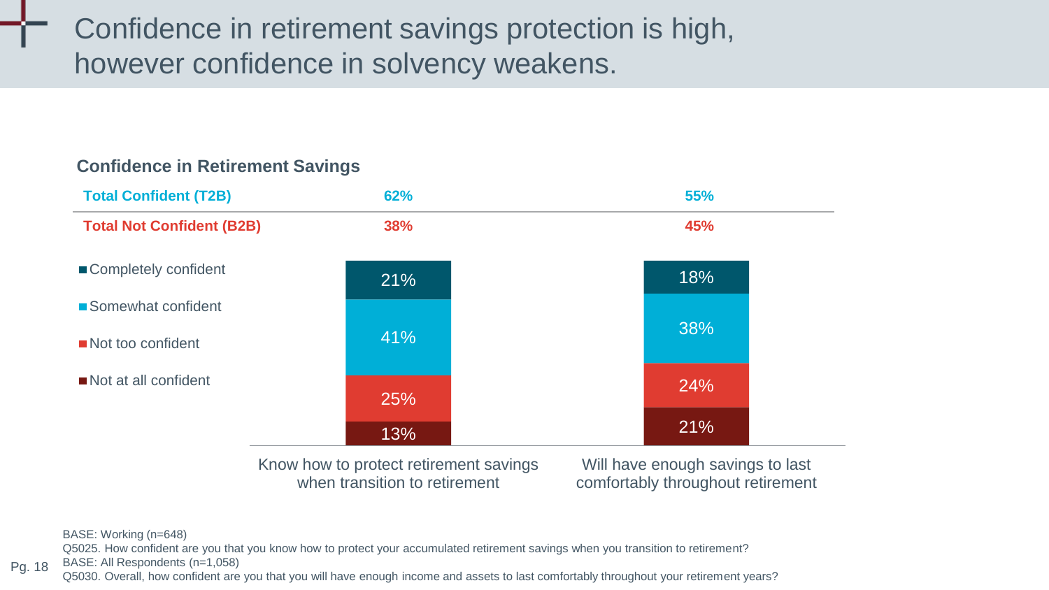# Confidence in retirement savings protection is high, however confidence in solvency weakens.

**Confidence in Retirement Savings**

| | Know how to protect retirement savings when transition to retirement | Will have enough savings to last comfortably throughout retirement |
|---|---|---|
| **Total Confident (T2B)** | **62%** | **55%** |
| **Total Not Confident (B2B)** | **38%** | **45%** |
| Completely confident | 21% | 18% |
| Somewhat confident | 41% | 38% |
| Not too confident | 25% | 24% |
| Not at all confident | 13% | 21% |

BASE: Working (n=648)
Q5025. How confident are you that you know how to protect your accumulated retirement savings when you transition to retirement?
BASE: All Respondents (n=1,058)
Q5030. Overall, how confident are you that you will have enough income and assets to last comfortably throughout your retirement years?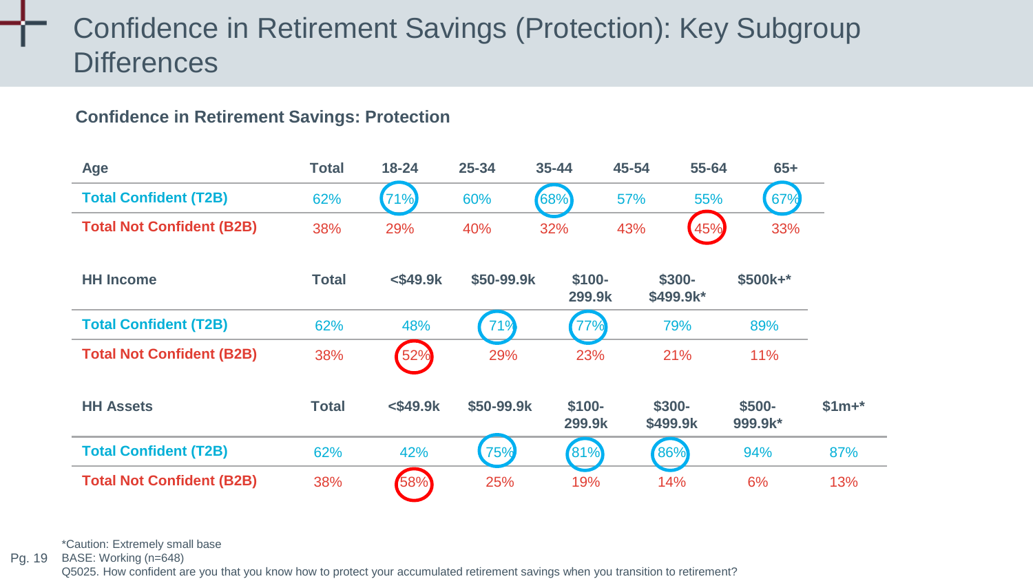# Confidence in Retirement Savings (Protection): Key Subgroup Differences

**Confidence in Retirement Savings: Protection**

| Age | Total | 18-24 | 25-34 | 35-44 | 45-54 | 55-64 | 65+ |
|---|---|---|---|---|---|---|---|
| **Total Confident (T2B)** | 62% | 71% | 60% | 68% | 57% | 55% | 67% |
| **Total Not Confident (B2B)** | 38% | 29% | 40% | 32% | 43% | 45% | 33% |

| HH Income | Total | <$49.9k | $50-99.9k | $100-299.9k | $300-$499.9k* | $500k+* |
|---|---|---|---|---|---|---|
| **Total Confident (T2B)** | 62% | 48% | 71% | 77% | 79% | 89% |
| **Total Not Confident (B2B)** | 38% | 52% | 29% | 23% | 21% | 11% |

| HH Assets | Total | <$49.9k | $50-99.9k | $100-299.9k | $300-$499.9k | $500-999.9k* | $1m+* |
|---|---|---|---|---|---|---|---|
| **Total Confident (T2B)** | 62% | 42% | 75% | 81% | 86% | 94% | 87% |
| **Total Not Confident (B2B)** | 38% | 58% | 25% | 19% | 14% | 6% | 13% |

*Caution: Extremely small base

BASE: Working (n=648)

Q5025. How confident are you that you know how to protect your accumulated retirement savings when you transition to retirement?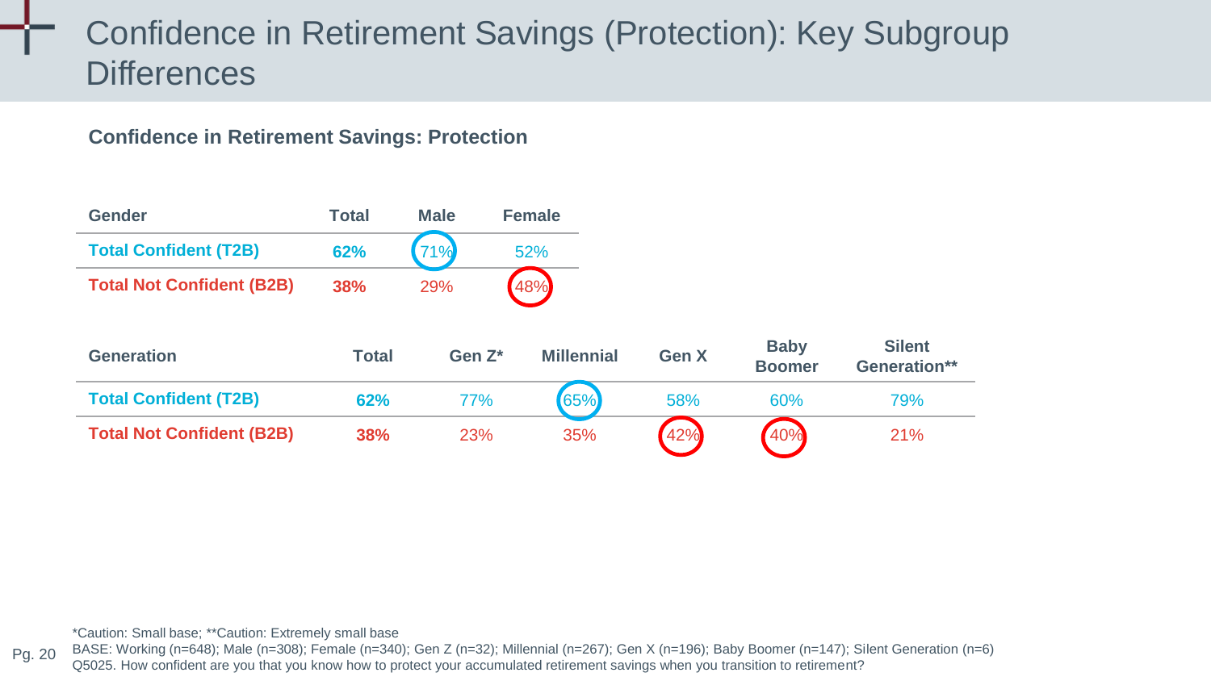# Confidence in Retirement Savings (Protection): Key Subgroup Differences

**Confidence in Retirement Savings: Protection**

| Gender | Total | Male | Female |
|---|---|---|---|
| **Total Confident (T2B)** | **62%** | 71% | 52% |
| **Total Not Confident (B2B)** | **38%** | 29% | 48% |

| Generation | Total | Gen Z* | Millennial | Gen X | Baby Boomer | Silent Generation** |
|---|---|---|---|---|---|---|
| **Total Confident (T2B)** | **62%** | 77% | 65% | 58% | 60% | 79% |
| **Total Not Confident (B2B)** | **38%** | 23% | 35% | 42% | 40% | 21% |

*Caution: Small base; **Caution: Extremely small base

BASE: Working (n=648); Male (n=308); Female (n=340); Gen Z (n=32); Millennial (n=267); Gen X (n=196); Baby Boomer (n=147); Silent Generation (n=6)

Q5025. How confident are you that you know how to protect your accumulated retirement savings when you transition to retirement?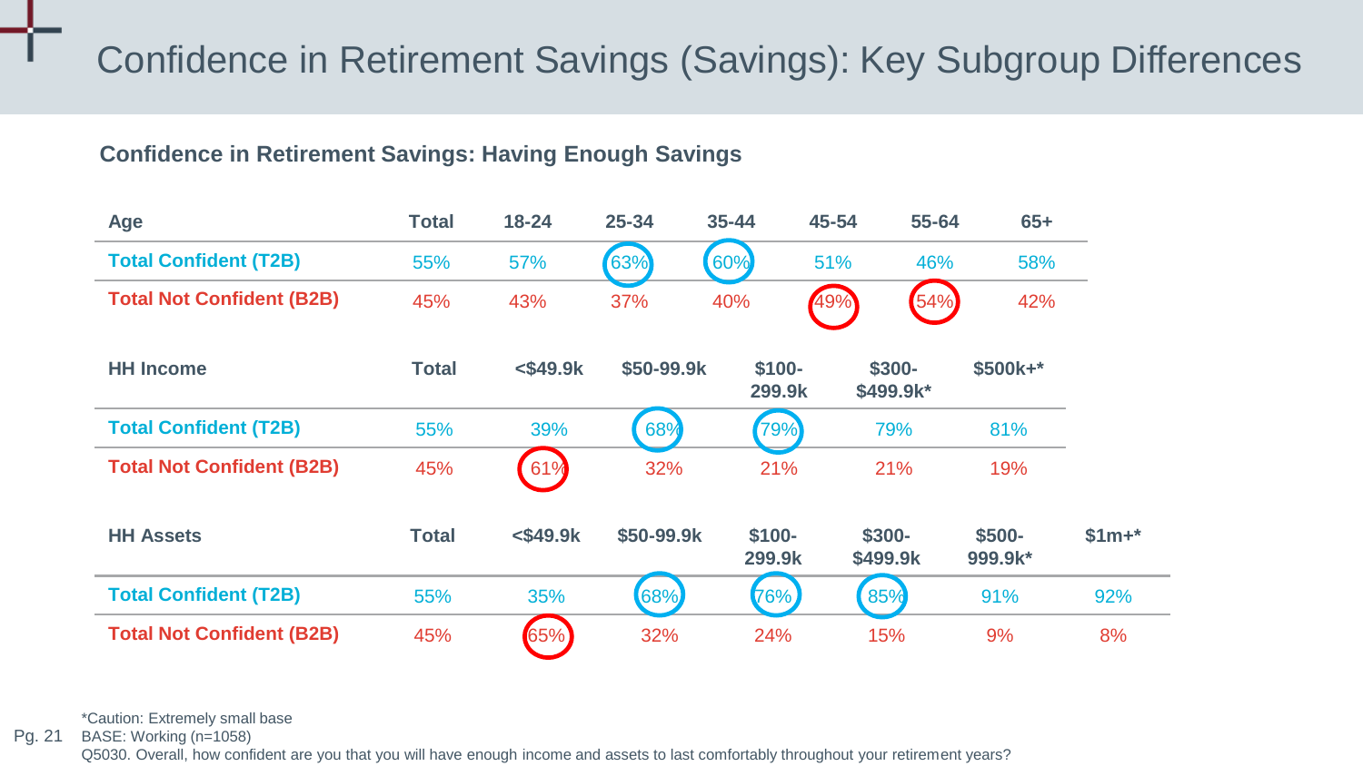# Confidence in Retirement Savings (Savings): Key Subgroup Differences

### Confidence in Retirement Savings: Having Enough Savings

| Age | Total | 18-24 | 25-34 | 35-44 | 45-54 | 55-64 | 65+ |
|---|---|---|---|---|---|---|---|
| Total Confident (T2B) | 55% | 57% | 63% | 60% | 51% | 46% | 58% |
| Total Not Confident (B2B) | 45% | 43% | 37% | 40% | 49% | 54% | 42% |

| HH Income | Total | <$49.9k | $50-99.9k | $100-299.9k | $300-$499.9k* | $500k+* |
|---|---|---|---|---|---|---|
| Total Confident (T2B) | 55% | 39% | 68% | 79% | 79% | 81% |
| Total Not Confident (B2B) | 45% | 61% | 32% | 21% | 21% | 19% |

| HH Assets | Total | <$49.9k | $50-99.9k | $100-299.9k | $300-$499.9k | $500-999.9k* | $1m+* |
|---|---|---|---|---|---|---|---|
| Total Confident (T2B) | 55% | 35% | 68% | 76% | 85% | 91% | 92% |
| Total Not Confident (B2B) | 45% | 65% | 32% | 24% | 15% | 9% | 8% |

*Caution: Extremely small base

BASE: Working (n=1058)

Q5030. Overall, how confident are you that you will have enough income and assets to last comfortably throughout your retirement years?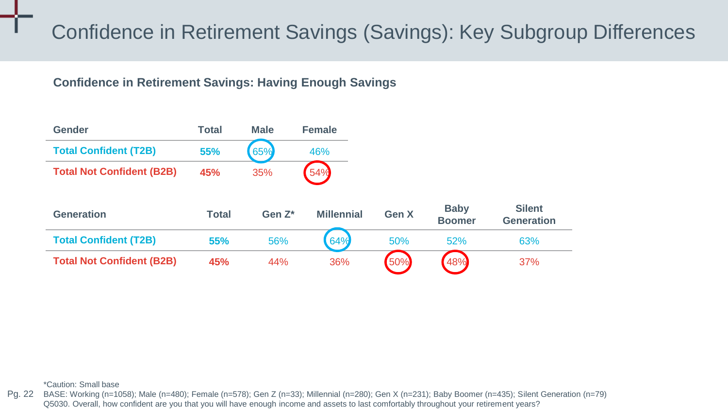# Confidence in Retirement Savings (Savings): Key Subgroup Differences

### Confidence in Retirement Savings: Having Enough Savings

| Gender | Total | Male | Female |
|---|---|---|---|
| **Total Confident (T2B)** | **55%** | 65% | 46% |
| **Total Not Confident (B2B)** | **45%** | 35% | 54% |

| Generation | Total | Gen Z* | Millennial | Gen X | Baby Boomer | Silent Generation |
|---|---|---|---|---|---|---|
| **Total Confident (T2B)** | **55%** | 56% | 64% | 50% | 52% | 63% |
| **Total Not Confident (B2B)** | **45%** | 44% | 36% | 50% | 48% | 37% |

*Caution: Small base

BASE: Working (n=1058); Male (n=480); Female (n=578); Gen Z (n=33); Millennial (n=280); Gen X (n=231); Baby Boomer (n=435); Silent Generation (n=79)
Q5030. Overall, how confident are you that you will have enough income and assets to last comfortably throughout your retirement years?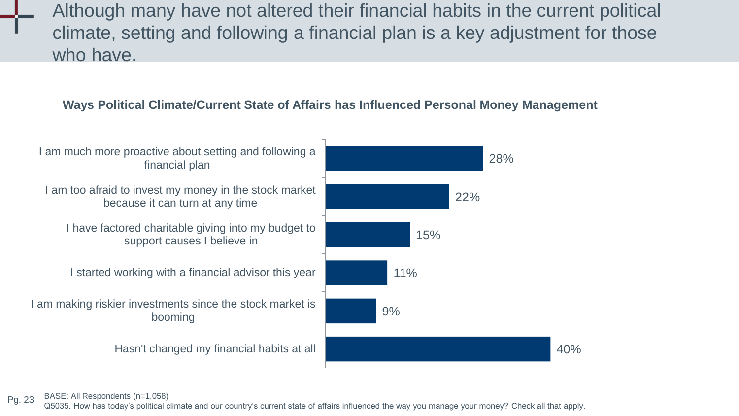# Although many have not altered their financial habits in the current political climate, setting and following a financial plan is a key adjustment for those who have.

**Ways Political Climate/Current State of Affairs has Influenced Personal Money Management**

| Response | % |
|---|---|
| I am much more proactive about setting and following a financial plan | 28% |
| I am too afraid to invest my money in the stock market because it can turn at any time | 22% |
| I have factored charitable giving into my budget to support causes I believe in | 15% |
| I started working with a financial advisor this year | 11% |
| I am making riskier investments since the stock market is booming | 9% |
| Hasn't changed my financial habits at all | 40% |

BASE: All Respondents (n=1,058)
Q5035. How has today's political climate and our country's current state of affairs influenced the way you manage your money? Check all that apply.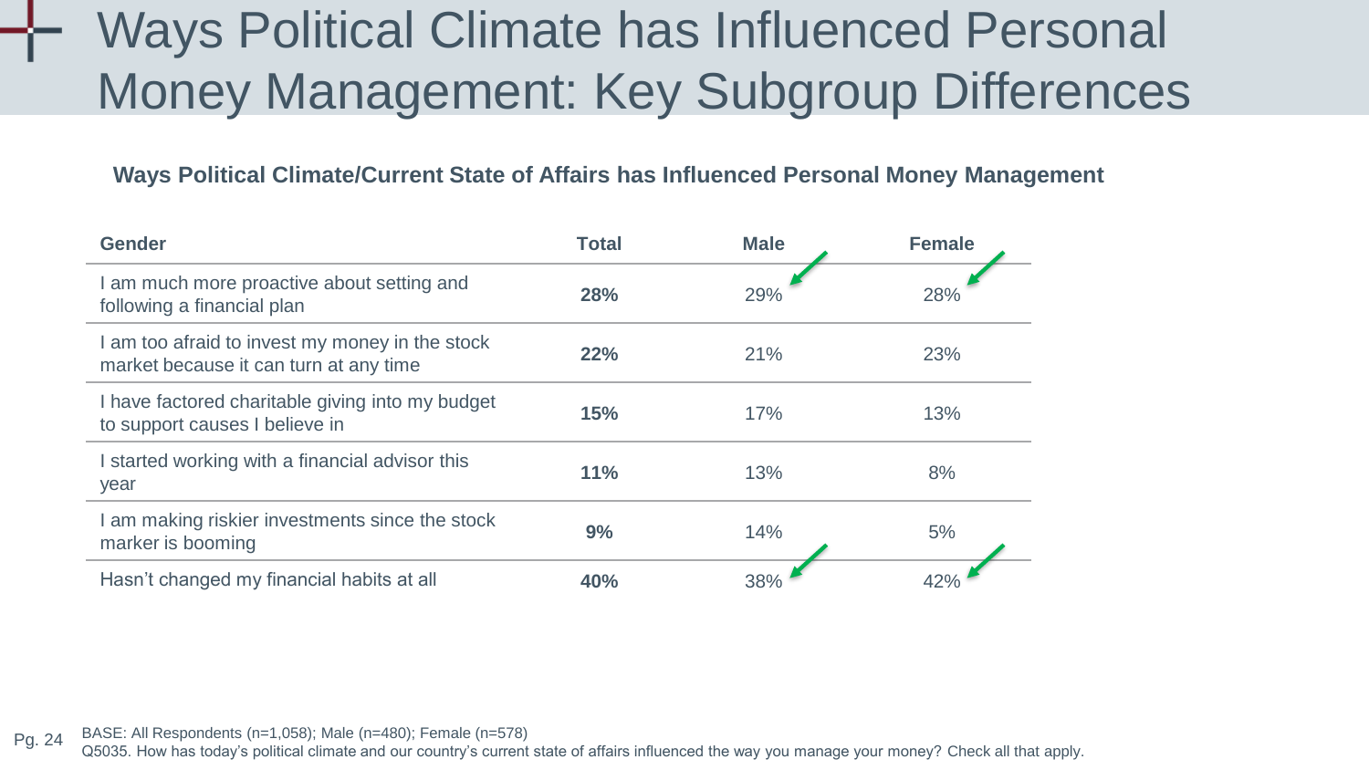# Ways Political Climate has Influenced Personal Money Management: Key Subgroup Differences

**Ways Political Climate/Current State of Affairs has Influenced Personal Money Management**

| Gender | Total | Male | Female |
|---|---|---|---|
| I am much more proactive about setting and following a financial plan | **28%** | 29% | 28% |
| I am too afraid to invest my money in the stock market because it can turn at any time | **22%** | 21% | 23% |
| I have factored charitable giving into my budget to support causes I believe in | **15%** | 17% | 13% |
| I started working with a financial advisor this year | **11%** | 13% | 8% |
| I am making riskier investments since the stock marker is booming | **9%** | 14% | 5% |
| Hasn't changed my financial habits at all | **40%** | 38% | 42% |

BASE: All Respondents (n=1,058); Male (n=480); Female (n=578)
Q5035. How has today's political climate and our country's current state of affairs influenced the way you manage your money? Check all that apply.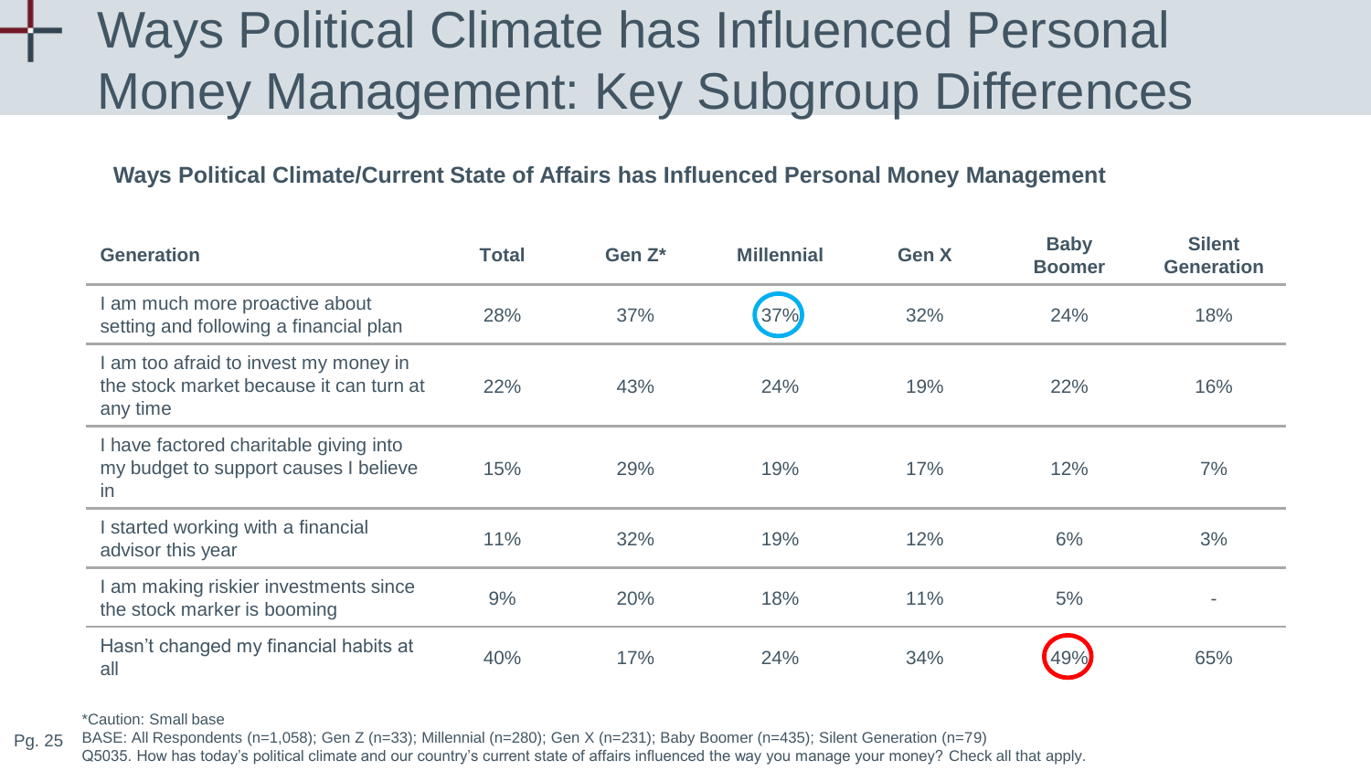# Ways Political Climate has Influenced Personal Money Management: Key Subgroup Differences

### Ways Political Climate/Current State of Affairs has Influenced Personal Money Management

| Generation | Total | Gen Z* | Millennial | Gen X | Baby Boomer | Silent Generation |
|---|---|---|---|---|---|---|
| I am much more proactive about setting and following a financial plan | 28% | 37% | 37% | 32% | 24% | 18% |
| I am too afraid to invest my money in the stock market because it can turn at any time | 22% | 43% | 24% | 19% | 22% | 16% |
| I have factored charitable giving into my budget to support causes I believe in | 15% | 29% | 19% | 17% | 12% | 7% |
| I started working with a financial advisor this year | 11% | 32% | 19% | 12% | 6% | 3% |
| I am making riskier investments since the stock marker is booming | 9% | 20% | 18% | 11% | 5% | - |
| Hasn't changed my financial habits at all | 40% | 17% | 24% | 34% | 49% | 65% |

*Caution: Small base

BASE: All Respondents (n=1,058); Gen Z (n=33); Millennial (n=280); Gen X (n=231); Baby Boomer (n=435); Silent Generation (n=79)

Q5035. How has today's political climate and our country's current state of affairs influenced the way you manage your money? Check all that apply.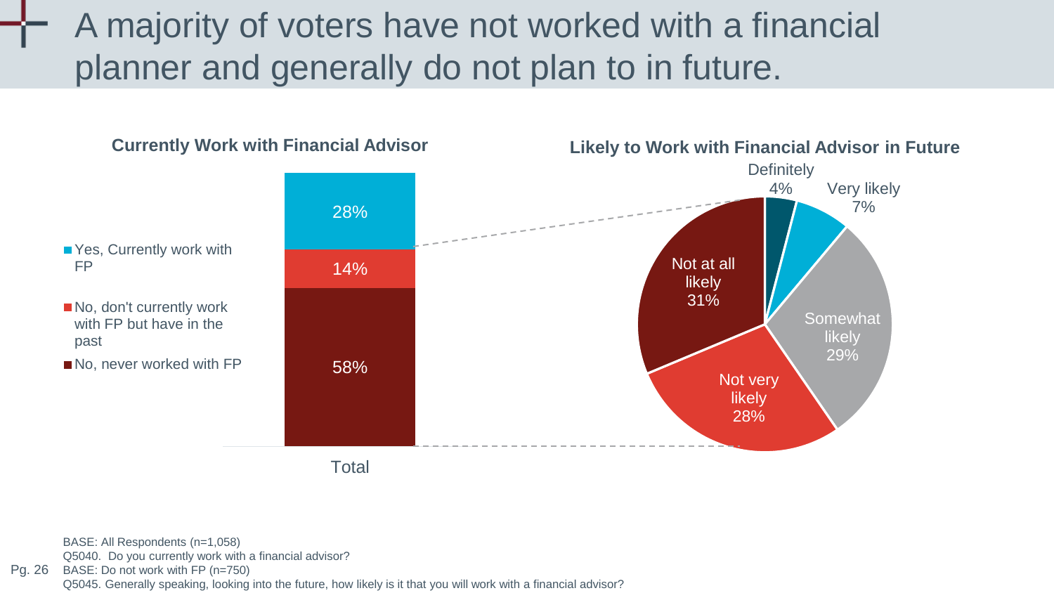# A majority of voters have not worked with a financial planner and generally do not plan to in future.

### Currently Work with Financial Advisor

| Response | Total |
|---|---|
| Yes, Currently work with FP | 28% |
| No, don't currently work with FP but have in the past | 14% |
| No, never worked with FP | 58% |

### Likely to Work with Financial Advisor in Future

| Response | % |
|---|---|
| Definitely | 4% |
| Very likely | 7% |
| Somewhat likely | 29% |
| Not very likely | 28% |
| Not at all likely | 31% |

BASE: All Respondents (n=1,058)
Q5040. Do you currently work with a financial advisor?
BASE: Do not work with FP (n=750)
Q5045. Generally speaking, looking into the future, how likely is it that you will work with a financial advisor?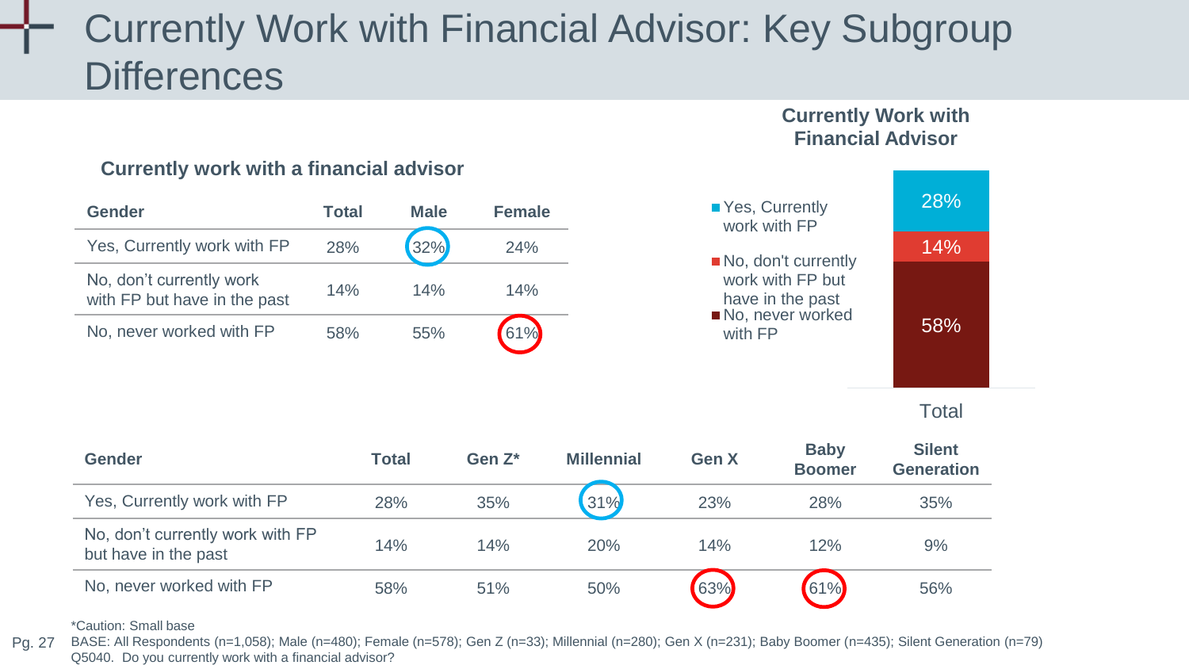# Currently Work with Financial Advisor: Key Subgroup Differences

### Currently work with a financial advisor

| Gender | Total | Male | Female |
|---|---|---|---|
| Yes, Currently work with FP | 28% | 32% | 24% |
| No, don't currently work with FP but have in the past | 14% | 14% | 14% |
| No, never worked with FP | 58% | 55% | 61% |

### Currently Work with Financial Advisor

| | Total |
|---|---|
| Yes, Currently work with FP | 28% |
| No, don't currently work with FP but have in the past | 14% |
| No, never worked with FP | 58% |

| Gender | Total | Gen Z* | Millennial | Gen X | Baby Boomer | Silent Generation |
|---|---|---|---|---|---|---|
| Yes, Currently work with FP | 28% | 35% | 31% | 23% | 28% | 35% |
| No, don't currently work with FP but have in the past | 14% | 14% | 20% | 14% | 12% | 9% |
| No, never worked with FP | 58% | 51% | 50% | 63% | 61% | 56% |

*Caution: Small base

BASE: All Respondents (n=1,058); Male (n=480); Female (n=578); Gen Z (n=33); Millennial (n=280); Gen X (n=231); Baby Boomer (n=435); Silent Generation (n=79)

Q5040. Do you currently work with a financial advisor?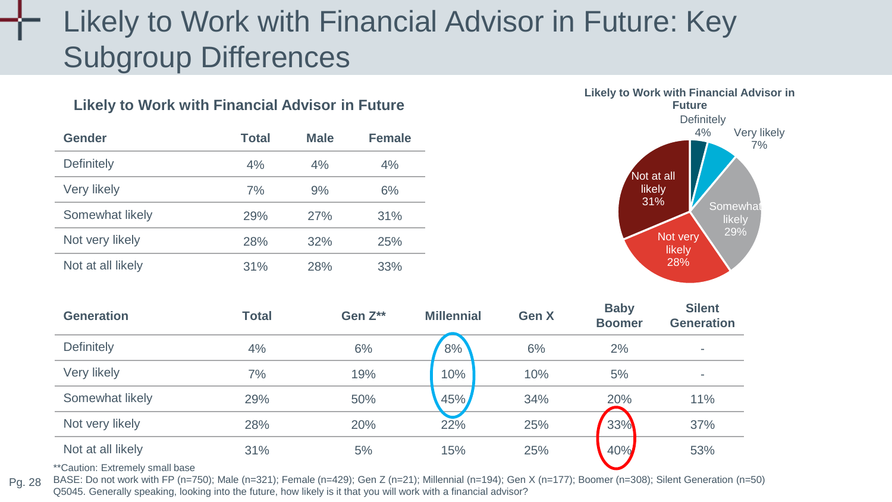# Likely to Work with Financial Advisor in Future: Key Subgroup Differences

### Likely to Work with Financial Advisor in Future

| Gender | Total | Male | Female |
|---|---|---|---|
| Definitely | 4% | 4% | 4% |
| Very likely | 7% | 9% | 6% |
| Somewhat likely | 29% | 27% | 31% |
| Not very likely | 28% | 32% | 25% |
| Not at all likely | 31% | 28% | 33% |

**Likely to Work with Financial Advisor in Future**

Definitely 4%; Very likely 7%; Somewhat likely 29%; Not very likely 28%; Not at all likely 31%

| Generation | Total | Gen Z** | Millennial | Gen X | Baby Boomer | Silent Generation |
|---|---|---|---|---|---|---|
| Definitely | 4% | 6% | 8% | 6% | 2% | - |
| Very likely | 7% | 19% | 10% | 10% | 5% | - |
| Somewhat likely | 29% | 50% | 45% | 34% | 20% | 11% |
| Not very likely | 28% | 20% | 22% | 25% | 33% | 37% |
| Not at all likely | 31% | 5% | 15% | 25% | 40% | 53% |

**Caution: Extremely small base

BASE: Do not work with FP (n=750); Male (n=321); Female (n=429); Gen Z (n=21); Millennial (n=194); Gen X (n=177); Boomer (n=308); Silent Generation (n=50)

Q5045. Generally speaking, looking into the future, how likely is it that you will work with a financial advisor?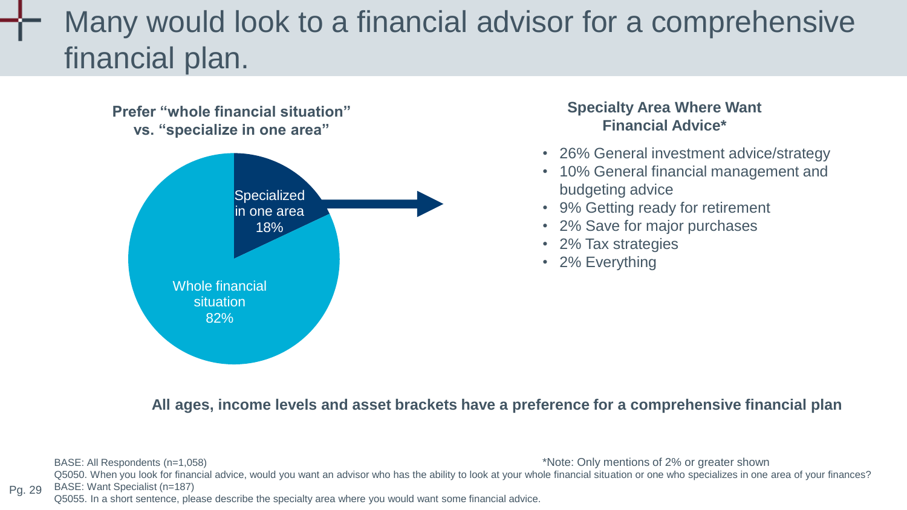# Many would look to a financial advisor for a comprehensive financial plan.

**Prefer "whole financial situation" vs. "specialize in one area"**

| Preference | % |
|---|---|
| Whole financial situation | 82% |
| Specialized in one area | 18% |

**Specialty Area Where Want Financial Advice***

- 26% General investment advice/strategy
- 10% General financial management and budgeting advice
- 9% Getting ready for retirement
- 2% Save for major purchases
- 2% Tax strategies
- 2% Everything

**All ages, income levels and asset brackets have a preference for a comprehensive financial plan**

BASE: All Respondents (n=1,058)

*Note: Only mentions of 2% or greater shown

Q5050. When you look for financial advice, would you want an advisor who has the ability to look at your whole financial situation or one who specializes in one area of your finances?

BASE: Want Specialist (n=187)

Q5055. In a short sentence, please describe the specialty area where you would want some financial advice.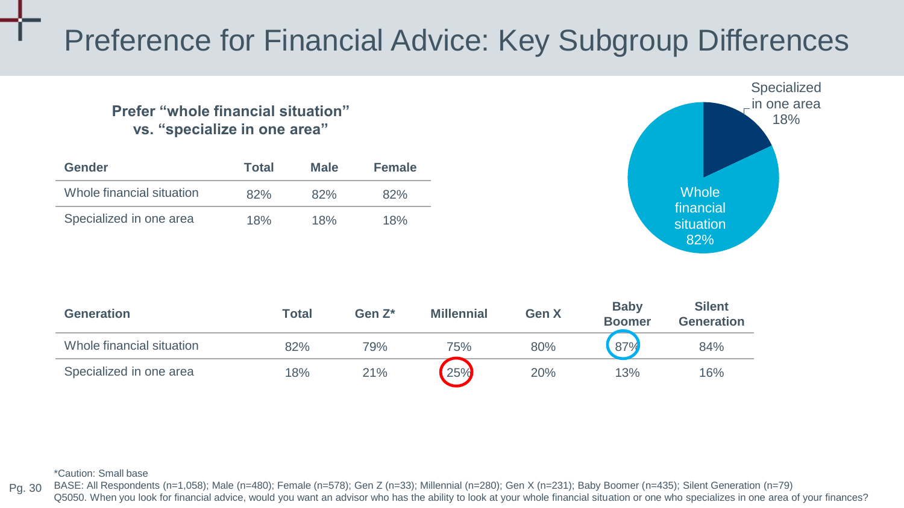# Preference for Financial Advice: Key Subgroup Differences

**Prefer "whole financial situation" vs. "specialize in one area"**

| Gender | Total | Male | Female |
|---|---|---|---|
| Whole financial situation | 82% | 82% | 82% |
| Specialized in one area | 18% | 18% | 18% |

Specialized in one area 18%

Whole financial situation 82%

| Generation | Total | Gen Z* | Millennial | Gen X | Baby Boomer | Silent Generation |
|---|---|---|---|---|---|---|
| Whole financial situation | 82% | 79% | 75% | 80% | 87% | 84% |
| Specialized in one area | 18% | 21% | 25% | 20% | 13% | 16% |

*Caution: Small base

BASE: All Respondents (n=1,058); Male (n=480); Female (n=578); Gen Z (n=33); Millennial (n=280); Gen X (n=231); Baby Boomer (n=435); Silent Generation (n=79)

Q5050. When you look for financial advice, would you want an advisor who has the ability to look at your whole financial situation or one who specializes in one area of your finances?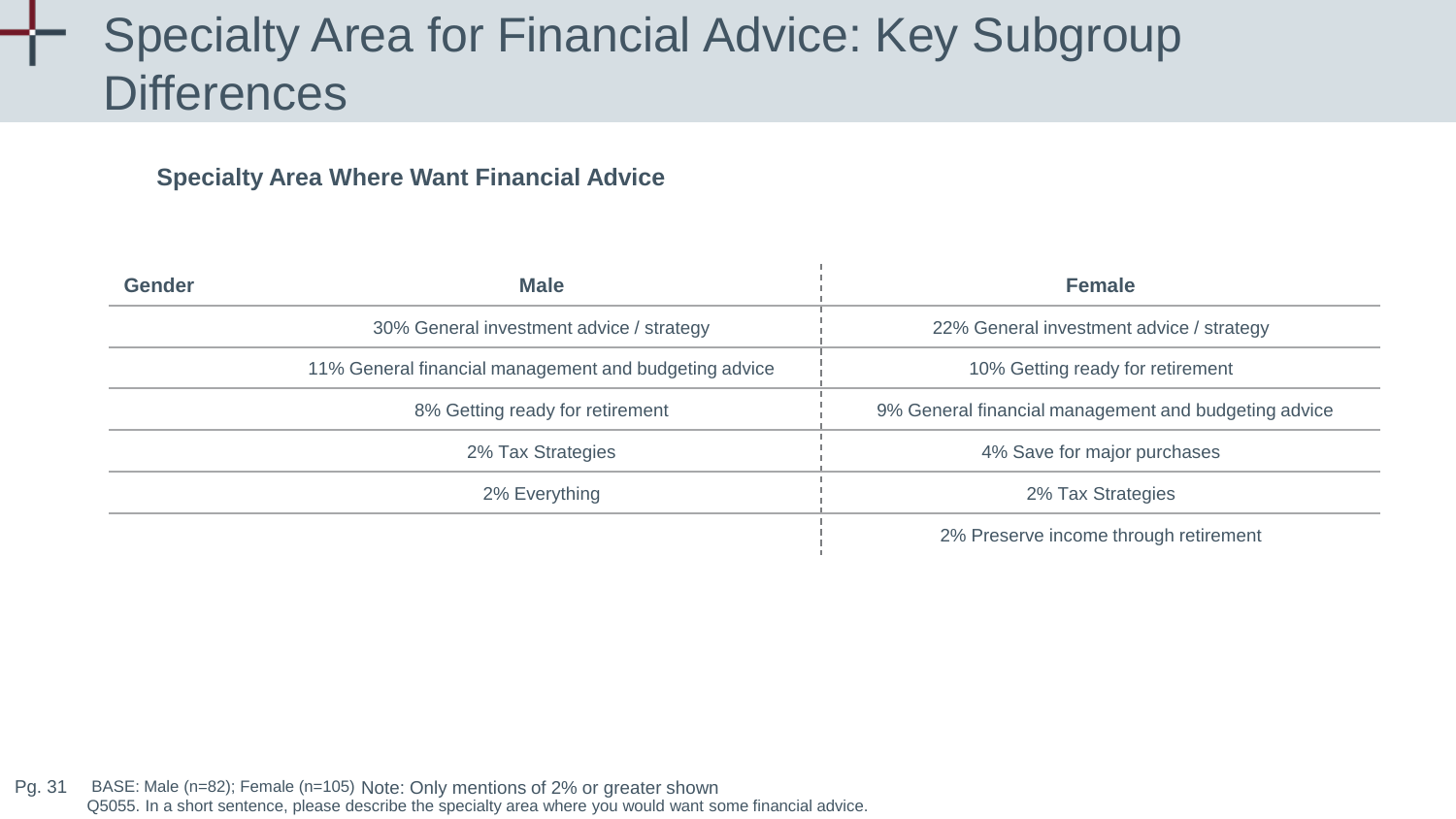# Specialty Area for Financial Advice: Key Subgroup Differences

### Specialty Area Where Want Financial Advice

| Gender | Male | Female |
|---|---|---|
| | 30% General investment advice / strategy | 22% General investment advice / strategy |
| | 11% General financial management and budgeting advice | 10% Getting ready for retirement |
| | 8% Getting ready for retirement | 9% General financial management and budgeting advice |
| | 2% Tax Strategies | 4% Save for major purchases |
| | 2% Everything | 2% Tax Strategies |
| | | 2% Preserve income through retirement |

BASE: Male (n=82); Female (n=105) Note: Only mentions of 2% or greater shown
Q5055. In a short sentence, please describe the specialty area where you would want some financial advice.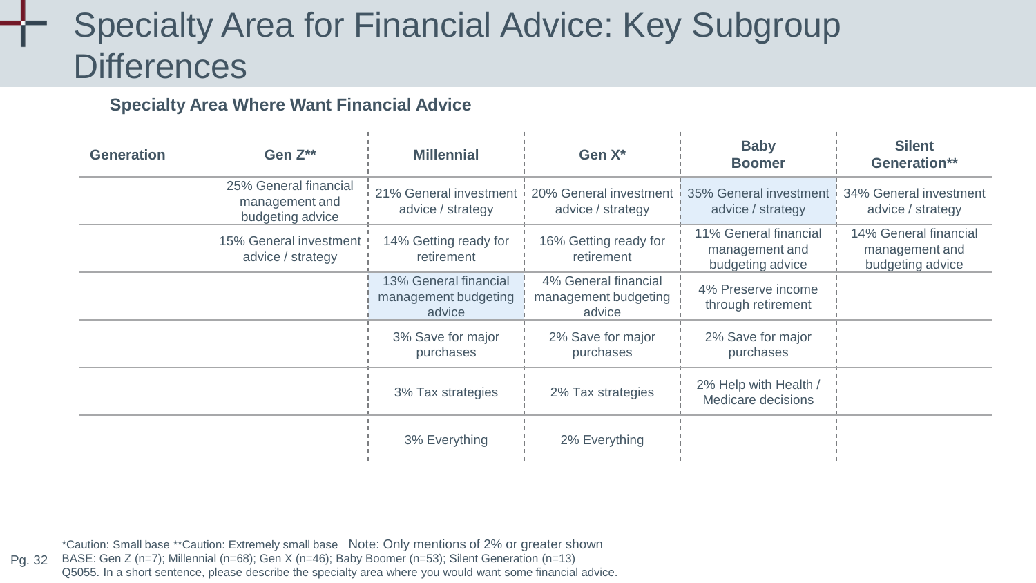# Specialty Area for Financial Advice: Key Subgroup Differences

**Specialty Area Where Want Financial Advice**

| Generation | Gen Z** | Millennial | Gen X* | Baby Boomer | Silent Generation** |
|---|---|---|---|---|---|
| | 25% General financial management and budgeting advice | 21% General investment advice / strategy | 20% General investment advice / strategy | 35% General investment advice / strategy | 34% General investment advice / strategy |
| | 15% General investment advice / strategy | 14% Getting ready for retirement | 16% Getting ready for retirement | 11% General financial management and budgeting advice | 14% General financial management and budgeting advice |
| | | 13% General financial management budgeting advice | 4% General financial management budgeting advice | 4% Preserve income through retirement | |
| | | 3% Save for major purchases | 2% Save for major purchases | 2% Save for major purchases | |
| | | 3% Tax strategies | 2% Tax strategies | 2% Help with Health / Medicare decisions | |
| | | 3% Everything | 2% Everything | | |

*Caution: Small base **Caution: Extremely small base Note: Only mentions of 2% or greater shown

BASE: Gen Z (n=7); Millennial (n=68); Gen X (n=46); Baby Boomer (n=53); Silent Generation (n=13)

Q5055. In a short sentence, please describe the specialty area where you would want some financial advice.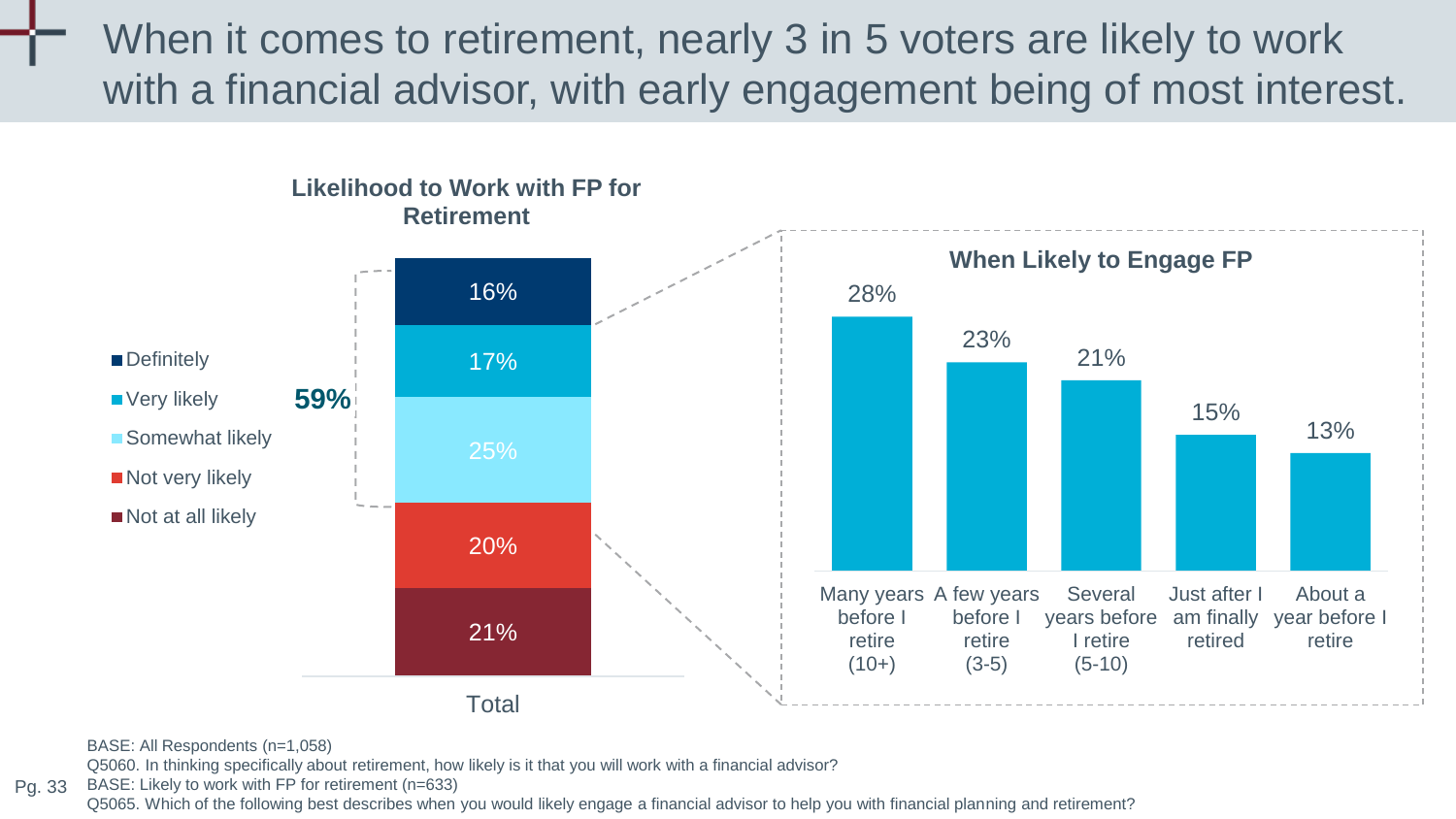# When it comes to retirement, nearly 3 in 5 voters are likely to work with a financial advisor, with early engagement being of most interest.

**Likelihood to Work with FP for Retirement**

| Response | Total |
|---|---|
| Definitely | 16% |
| Very likely | 17% |
| Somewhat likely | 25% |
| Not very likely | 20% |
| Not at all likely | 21% |

**59%** (Definitely + Very likely + Somewhat likely)

**When Likely to Engage FP**

| Timing | % |
|---|---|
| Many years before I retire (10+) | 28% |
| A few years before I retire (3-5) | 23% |
| Several years before I retire (5-10) | 21% |
| Just after I am finally retired | 15% |
| About a year before I retire | 13% |

BASE: All Respondents (n=1,058)
Q5060. In thinking specifically about retirement, how likely is it that you will work with a financial advisor?
BASE: Likely to work with FP for retirement (n=633)
Q5065. Which of the following best describes when you would likely engage a financial advisor to help you with financial planning and retirement?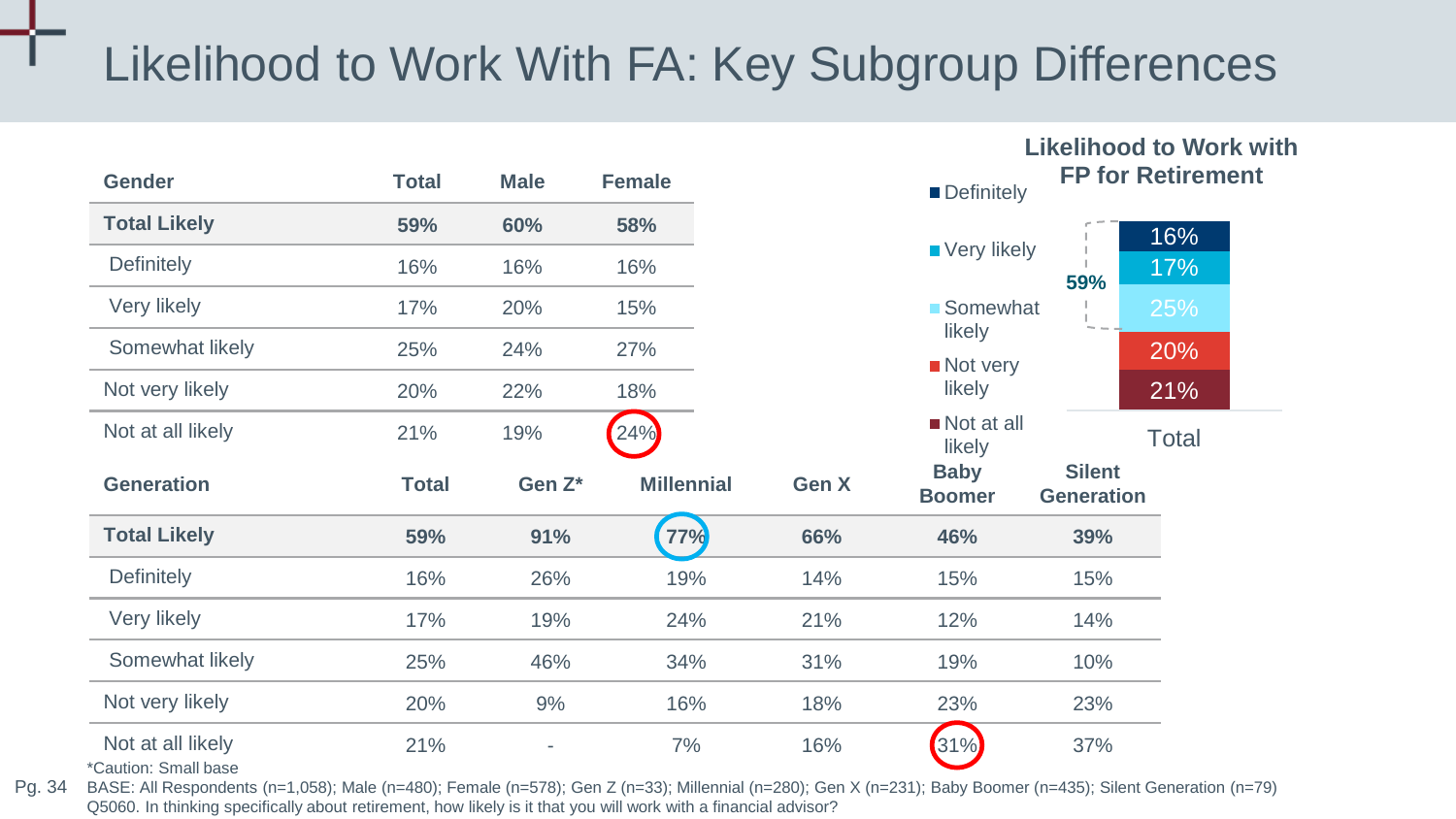# Likelihood to Work With FA: Key Subgroup Differences

| Gender | Total | Male | Female |
|---|---|---|---|
| **Total Likely** | **59%** | **60%** | **58%** |
| Definitely | 16% | 16% | 16% |
| Very likely | 17% | 20% | 15% |
| Somewhat likely | 25% | 24% | 27% |
| Not very likely | 20% | 22% | 18% |
| Not at all likely | 21% | 19% | 24% |

| Generation | Total | Gen Z* | Millennial | Gen X | Baby Boomer | Silent Generation |
|---|---|---|---|---|---|---|
| **Total Likely** | **59%** | **91%** | **77%** | **66%** | **46%** | **39%** |
| Definitely | 16% | 26% | 19% | 14% | 15% | 15% |
| Very likely | 17% | 19% | 24% | 21% | 12% | 14% |
| Somewhat likely | 25% | 46% | 34% | 31% | 19% | 10% |
| Not very likely | 20% | 9% | 16% | 18% | 23% | 23% |
| Not at all likely | 21% | - | 7% | 16% | 31% | 37% |

**Likelihood to Work with FP for Retirement**

| | Total |
|---|---|
| Definitely | 16% |
| Very likely | 17% |
| Somewhat likely | 25% |
| Not very likely | 20% |
| Not at all likely | 21% |

59% (Definitely + Very likely + Somewhat likely)

*Caution: Small base

BASE: All Respondents (n=1,058); Male (n=480); Female (n=578); Gen Z (n=33); Millennial (n=280); Gen X (n=231); Baby Boomer (n=435); Silent Generation (n=79)
Q5060. In thinking specifically about retirement, how likely is it that you will work with a financial advisor?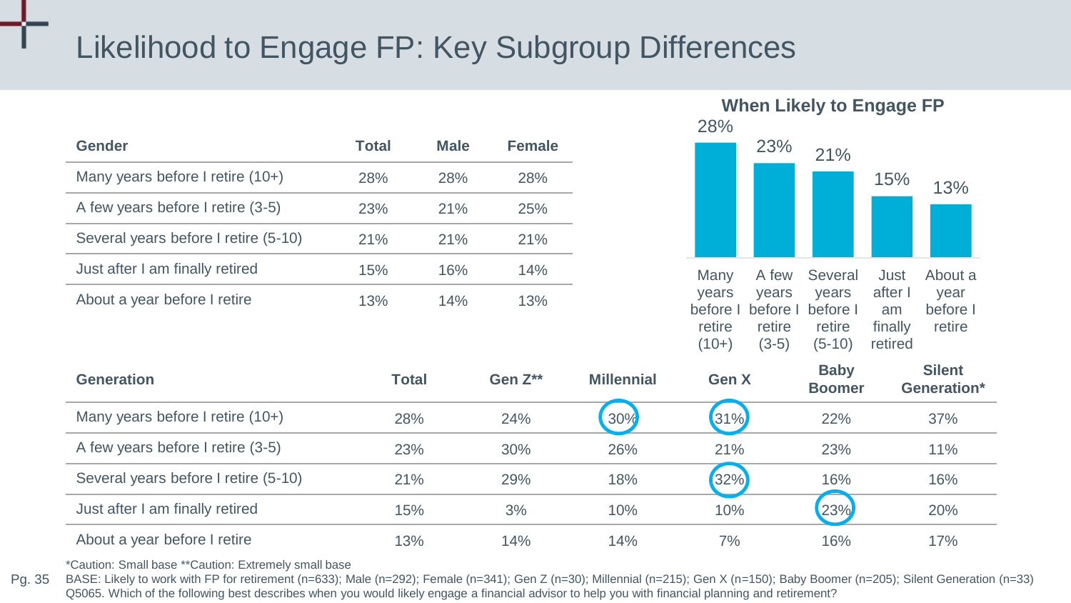# Likelihood to Engage FP: Key Subgroup Differences

| Gender | Total | Male | Female |
|---|---|---|---|
| Many years before I retire (10+) | 28% | 28% | 28% |
| A few years before I retire (3-5) | 23% | 21% | 25% |
| Several years before I retire (5-10) | 21% | 21% | 21% |
| Just after I am finally retired | 15% | 16% | 14% |
| About a year before I retire | 13% | 14% | 13% |

**When Likely to Engage FP**

| Many years before I retire (10+) | A few years before I retire (3-5) | Several years before I retire (5-10) | Just after I am finally retired | About a year before I retire |
|---|---|---|---|---|
| 28% | 23% | 21% | 15% | 13% |

| Generation | Total | Gen Z** | Millennial | Gen X | Baby Boomer | Silent Generation* |
|---|---|---|---|---|---|---|
| Many years before I retire (10+) | 28% | 24% | 30% | 31% | 22% | 37% |
| A few years before I retire (3-5) | 23% | 30% | 26% | 21% | 23% | 11% |
| Several years before I retire (5-10) | 21% | 29% | 18% | 32% | 16% | 16% |
| Just after I am finally retired | 15% | 3% | 10% | 10% | 23% | 20% |
| About a year before I retire | 13% | 14% | 14% | 7% | 16% | 17% |

*Caution: Small base **Caution: Extremely small base

BASE: Likely to work with FP for retirement (n=633); Male (n=292); Female (n=341); Gen Z (n=30); Millennial (n=215); Gen X (n=150); Baby Boomer (n=205); Silent Generation (n=33)

Q5065. Which of the following best describes when you would likely engage a financial advisor to help you with financial planning and retirement?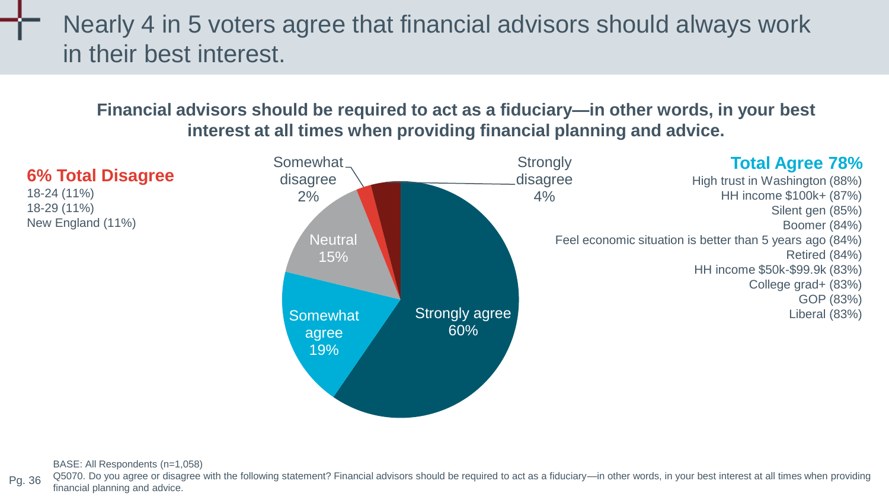# Nearly 4 in 5 voters agree that financial advisors should always work in their best interest.

**Financial advisors should be required to act as a fiduciary—in other words, in your best interest at all times when providing financial planning and advice.**

**6% Total Disagree**

18-24 (11%)
18-29 (11%)
New England (11%)

Somewhat disagree 2%

Strongly disagree 4%

Neutral 15%

Somewhat agree 19%

Strongly agree 60%

**Total Agree 78%**

High trust in Washington (88%)
HH income $100k+ (87%)
Silent gen (85%)
Boomer (84%)
Feel economic situation is better than 5 years ago (84%)
Retired (84%)
HH income $50k-$99.9k (83%)
College grad+ (83%)
GOP (83%)
Liberal (83%)

BASE: All Respondents (n=1,058)
Q5070. Do you agree or disagree with the following statement? Financial advisors should be required to act as a fiduciary—in other words, in your best interest at all times when providing financial planning and advice.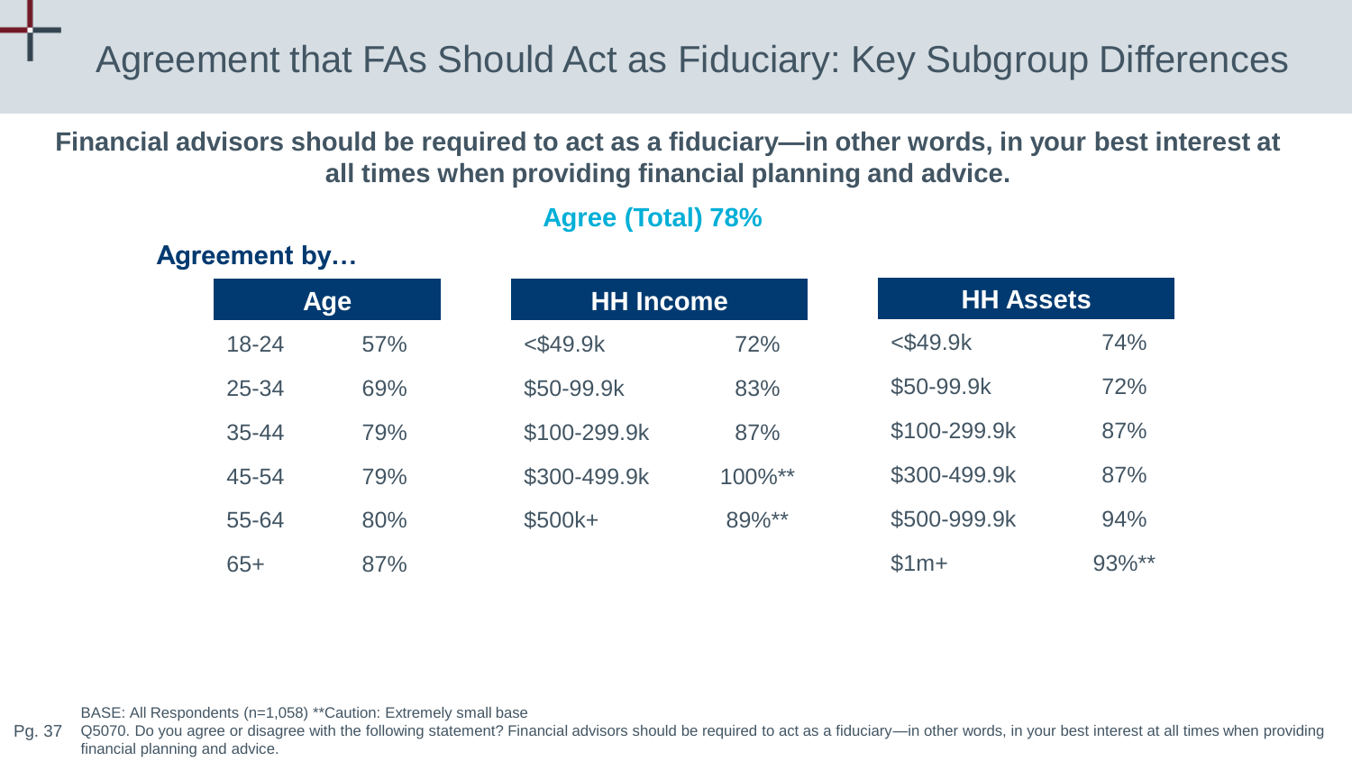# Agreement that FAs Should Act as Fiduciary: Key Subgroup Differences

**Financial advisors should be required to act as a fiduciary—in other words, in your best interest at all times when providing financial planning and advice.**

**Agree (Total) 78%**

**Agreement by…**

| Age | |
|---|---|
| 18-24 | 57% |
| 25-34 | 69% |
| 35-44 | 79% |
| 45-54 | 79% |
| 55-64 | 80% |
| 65+ | 87% |

| HH Income | |
|---|---|
| <$49.9k | 72% |
| $50-99.9k | 83% |
| $100-299.9k | 87% |
| $300-499.9k | 100%** |
| $500k+ | 89%** |

| HH Assets | |
|---|---|
| <$49.9k | 74% |
| $50-99.9k | 72% |
| $100-299.9k | 87% |
| $300-499.9k | 87% |
| $500-999.9k | 94% |
| $1m+ | 93%** |

BASE: All Respondents (n=1,058) **Caution: Extremely small base

Q5070. Do you agree or disagree with the following statement? Financial advisors should be required to act as a fiduciary—in other words, in your best interest at all times when providing financial planning and advice.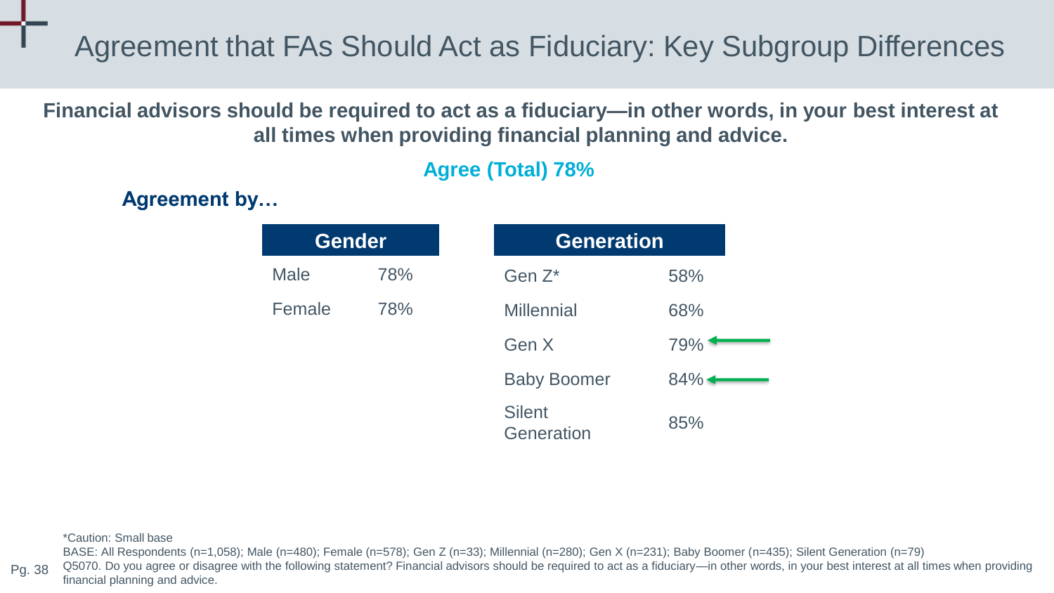# Agreement that FAs Should Act as Fiduciary: Key Subgroup Differences

**Financial advisors should be required to act as a fiduciary—in other words, in your best interest at all times when providing financial planning and advice.**

**Agree (Total) 78%**

**Agreement by…**

| Gender | |
|---|---|
| Male | 78% |
| Female | 78% |

| Generation | |
|---|---|
| Gen Z* | 58% |
| Millennial | 68% |
| Gen X | 79% ← |
| Baby Boomer | 84% ← |
| Silent Generation | 85% |

*Caution: Small base

BASE: All Respondents (n=1,058); Male (n=480); Female (n=578); Gen Z (n=33); Millennial (n=280); Gen X (n=231); Baby Boomer (n=435); Silent Generation (n=79)

Q5070. Do you agree or disagree with the following statement? Financial advisors should be required to act as a fiduciary—in other words, in your best interest at all times when providing financial planning and advice.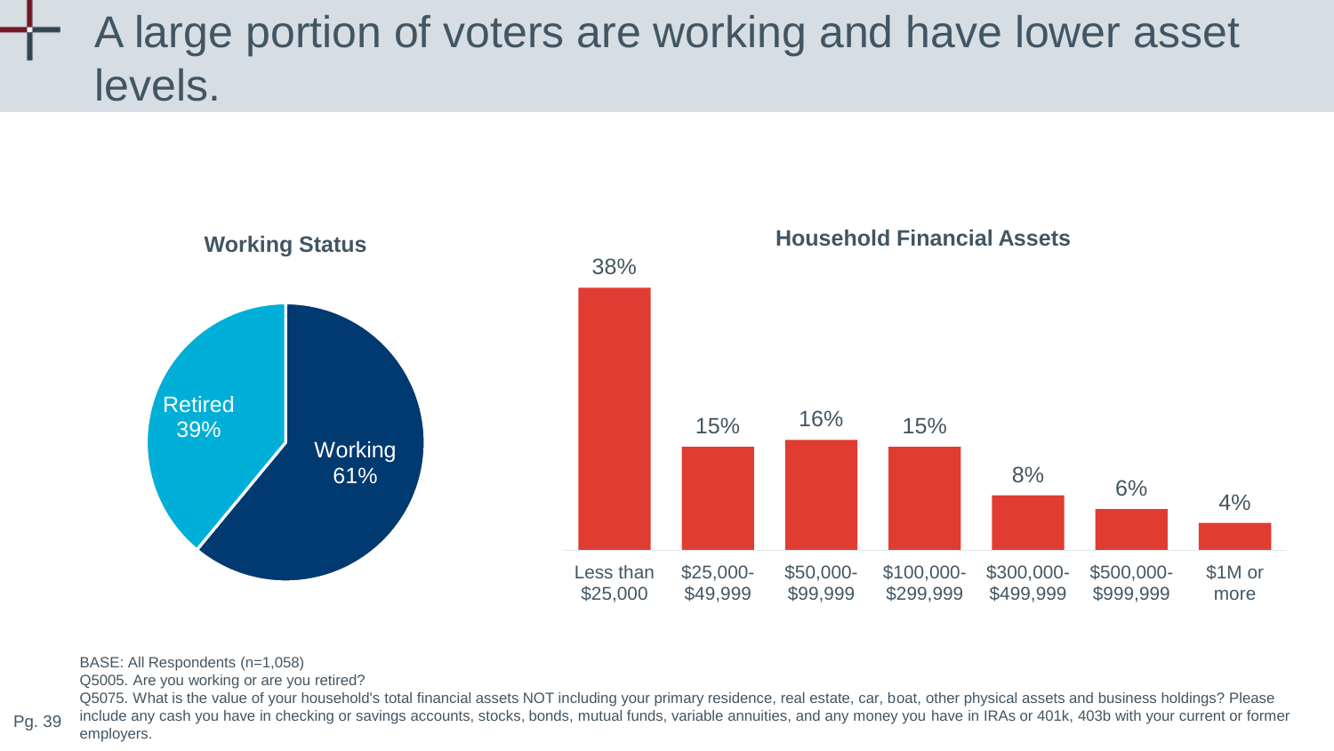# A large portion of voters are working and have lower asset levels.

**Working Status**

| Status | Percent |
| --- | --- |
| Working | 61% |
| Retired | 39% |

**Household Financial Assets**

| Assets | Percent |
| --- | --- |
| Less than $25,000 | 38% |
| $25,000-$49,999 | 15% |
| $50,000-$99,999 | 16% |
| $100,000-$299,999 | 15% |
| $300,000-$499,999 | 8% |
| $500,000-$999,999 | 6% |
| $1M or more | 4% |

BASE: All Respondents (n=1,058)
Q5005. Are you working or are you retired?
Q5075. What is the value of your household's total financial assets NOT including your primary residence, real estate, car, boat, other physical assets and business holdings? Please include any cash you have in checking or savings accounts, stocks, bonds, mutual funds, variable annuities, and any money you have in IRAs or 401k, 403b with your current or former employers.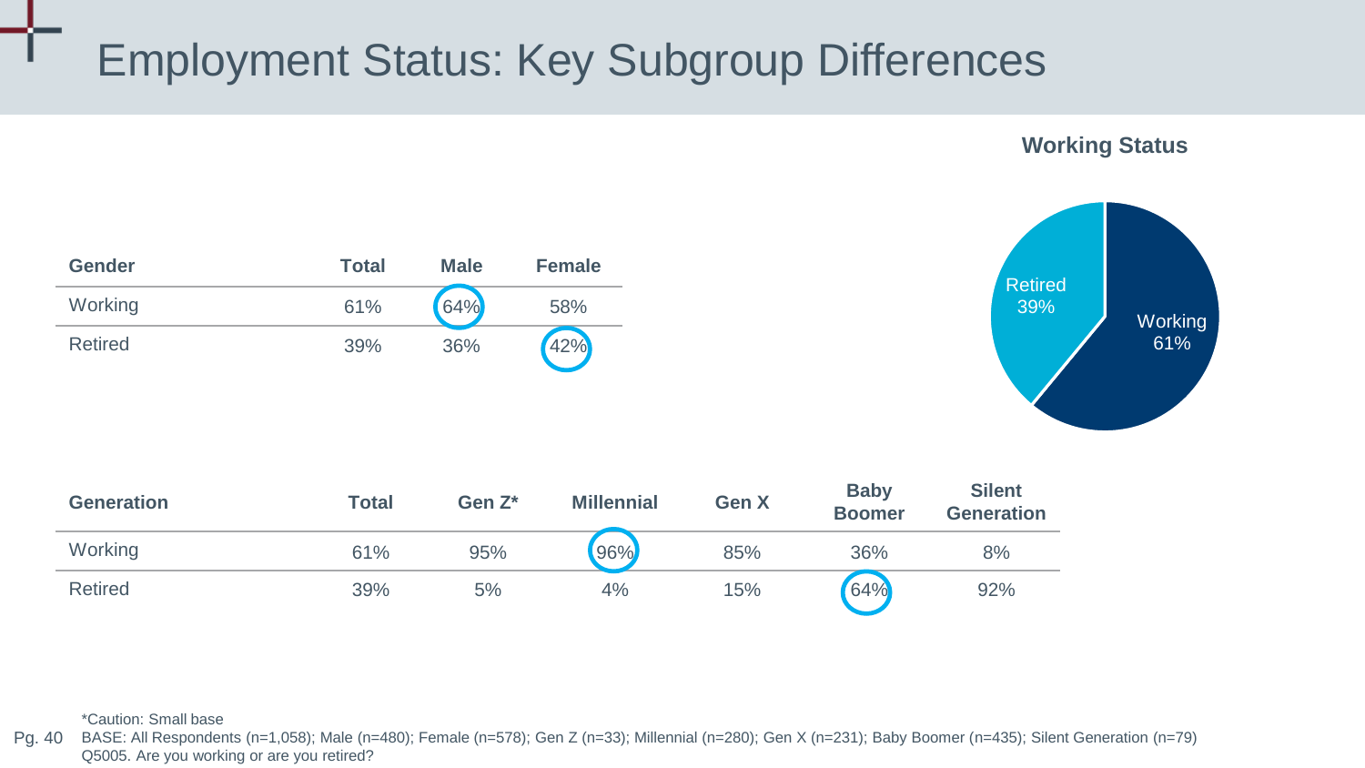# Employment Status: Key Subgroup Differences

**Working Status**

Retired 39%

Working 61%

| Gender | Total | Male | Female |
|---|---|---|---|
| Working | 61% | 64% | 58% |
| Retired | 39% | 36% | 42% |

| Generation | Total | Gen Z* | Millennial | Gen X | Baby Boomer | Silent Generation |
|---|---|---|---|---|---|---|
| Working | 61% | 95% | 96% | 85% | 36% | 8% |
| Retired | 39% | 5% | 4% | 15% | 64% | 92% |

*Caution: Small base

BASE: All Respondents (n=1,058); Male (n=480); Female (n=578); Gen Z (n=33); Millennial (n=280); Gen X (n=231); Baby Boomer (n=435); Silent Generation (n=79)

Q5005. Are you working or are you retired?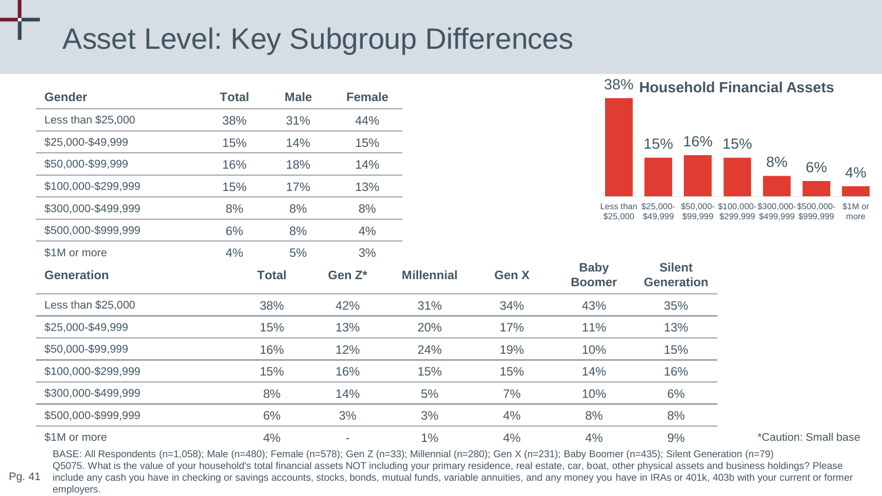# Asset Level: Key Subgroup Differences

| Gender | Total | Male | Female |
|---|---|---|---|
| Less than $25,000 | 38% | 31% | 44% |
| $25,000-$49,999 | 15% | 14% | 15% |
| $50,000-$99,999 | 16% | 18% | 14% |
| $100,000-$299,999 | 15% | 17% | 13% |
| $300,000-$499,999 | 8% | 8% | 8% |
| $500,000-$999,999 | 6% | 8% | 4% |
| $1M or more | 4% | 5% | 3% |

**Household Financial Assets**

| Less than $25,000 | $25,000-$49,999 | $50,000-$99,999 | $100,000-$299,999 | $300,000-$499,999 | $500,000-$999,999 | $1M or more |
|---|---|---|---|---|---|---|
| 38% | 15% | 16% | 15% | 8% | 6% | 4% |

| Generation | Total | Gen Z* | Millennial | Gen X | Baby Boomer | Silent Generation |
|---|---|---|---|---|---|---|
| Less than $25,000 | 38% | 42% | 31% | 34% | 43% | 35% |
| $25,000-$49,999 | 15% | 13% | 20% | 17% | 11% | 13% |
| $50,000-$99,999 | 16% | 12% | 24% | 19% | 10% | 15% |
| $100,000-$299,999 | 15% | 16% | 15% | 15% | 14% | 16% |
| $300,000-$499,999 | 8% | 14% | 5% | 7% | 10% | 6% |
| $500,000-$999,999 | 6% | 3% | 3% | 4% | 8% | 8% |
| $1M or more | 4% | - | 1% | 4% | 4% | 9% |

*Caution: Small base

BASE: All Respondents (n=1,058); Male (n=480); Female (n=578); Gen Z (n=33); Millennial (n=280); Gen X (n=231); Baby Boomer (n=435); Silent Generation (n=79)
Q5075. What is the value of your household's total financial assets NOT including your primary residence, real estate, car, boat, other physical assets and business holdings? Please include any cash you have in checking or savings accounts, stocks, bonds, mutual funds, variable annuities, and any money you have in IRAs or 401k, 403b with your current or former employers.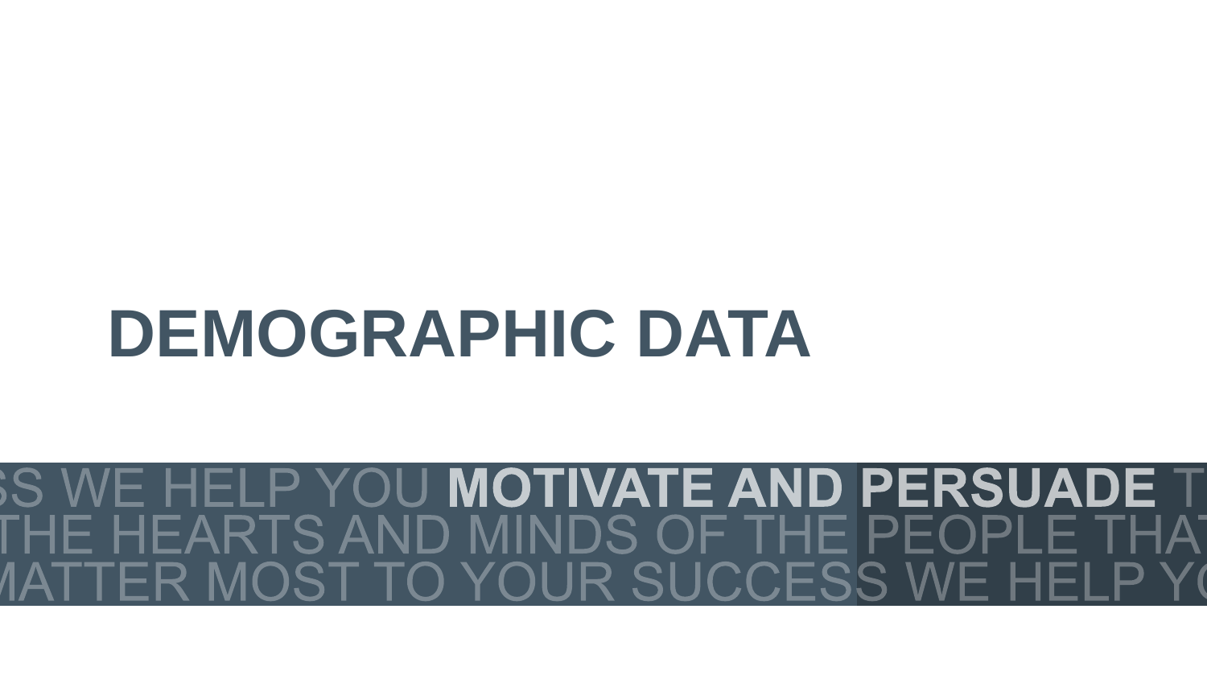# DEMOGRAPHIC DATA

SS WE HELP YOU **MOTIVATE AND PERSUADE** T
THE HEARTS AND MINDS OF THE PEOPLE THAT
MATTER MOST TO YOUR SUCCESS WE HELP YO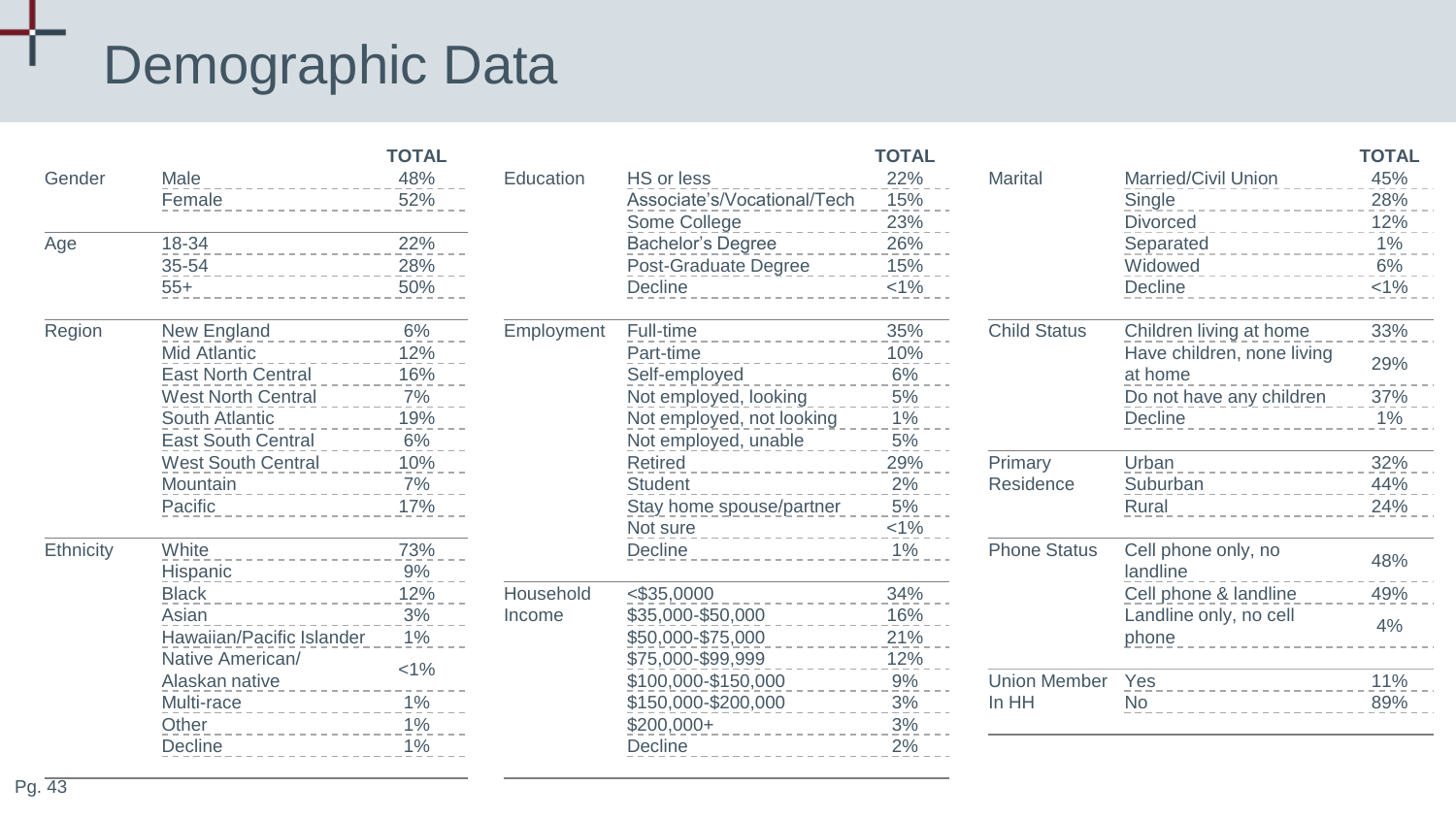# Demographic Data

| | | TOTAL |
|---|---|---|
| Gender | Male | 48% |
| | Female | 52% |
| Age | 18-34 | 22% |
| | 35-54 | 28% |
| | 55+ | 50% |
| Region | New England | 6% |
| | Mid Atlantic | 12% |
| | East North Central | 16% |
| | West North Central | 7% |
| | South Atlantic | 19% |
| | East South Central | 6% |
| | West South Central | 10% |
| | Mountain | 7% |
| | Pacific | 17% |
| Ethnicity | White | 73% |
| | Hispanic | 9% |
| | Black | 12% |
| | Asian | 3% |
| | Hawaiian/Pacific Islander | 1% |
| | Native American/ Alaskan native | <1% |
| | Multi-race | 1% |
| | Other | 1% |
| | Decline | 1% |

| | | TOTAL |
|---|---|---|
| Education | HS or less | 22% |
| | Associate's/Vocational/Tech | 15% |
| | Some College | 23% |
| | Bachelor's Degree | 26% |
| | Post-Graduate Degree | 15% |
| | Decline | <1% |
| Employment | Full-time | 35% |
| | Part-time | 10% |
| | Self-employed | 6% |
| | Not employed, looking | 5% |
| | Not employed, not looking | 1% |
| | Not employed, unable | 5% |
| | Retired | 29% |
| | Student | 2% |
| | Stay home spouse/partner | 5% |
| | Not sure | <1% |
| | Decline | 1% |
| Household Income | <$35,0000 | 34% |
| | $35,000-$50,000 | 16% |
| | $50,000-$75,000 | 21% |
| | $75,000-$99,999 | 12% |
| | $100,000-$150,000 | 9% |
| | $150,000-$200,000 | 3% |
| | $200,000+ | 3% |
| | Decline | 2% |

| | | TOTAL |
|---|---|---|
| Marital | Married/Civil Union | 45% |
| | Single | 28% |
| | Divorced | 12% |
| | Separated | 1% |
| | Widowed | 6% |
| | Decline | <1% |
| Child Status | Children living at home | 33% |
| | Have children, none living at home | 29% |
| | Do not have any children | 37% |
| | Decline | 1% |
| Primary Residence | Urban | 32% |
| | Suburban | 44% |
| | Rural | 24% |
| Phone Status | Cell phone only, no landline | 48% |
| | Cell phone & landline | 49% |
| | Landline only, no cell phone | 4% |
| Union Member In HH | Yes | 11% |
| | No | 89% |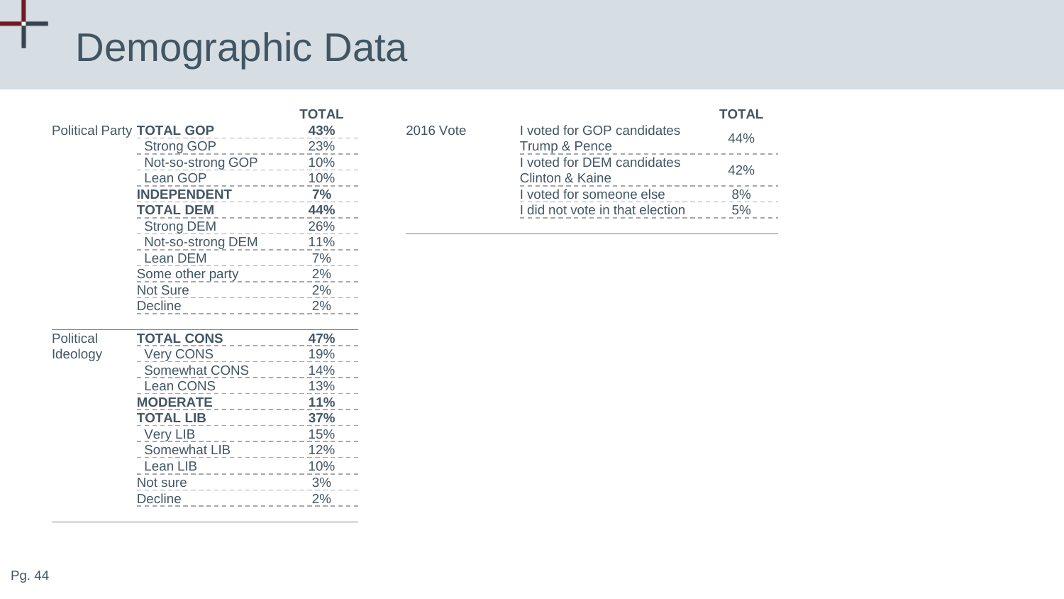# Demographic Data

| | | TOTAL |
|---|---|---|
| Political Party | **TOTAL GOP** | **43%** |
| | Strong GOP | 23% |
| | Not-so-strong GOP | 10% |
| | Lean GOP | 10% |
| | **INDEPENDENT** | **7%** |
| | **TOTAL DEM** | **44%** |
| | Strong DEM | 26% |
| | Not-so-strong DEM | 11% |
| | Lean DEM | 7% |
| | Some other party | 2% |
| | Not Sure | 2% |
| | Decline | 2% |
| Political Ideology | **TOTAL CONS** | **47%** |
| | Very CONS | 19% |
| | Somewhat CONS | 14% |
| | Lean CONS | 13% |
| | **MODERATE** | **11%** |
| | **TOTAL LIB** | **37%** |
| | Very LIB | 15% |
| | Somewhat LIB | 12% |
| | Lean LIB | 10% |
| | Not sure | 3% |
| | Decline | 2% |

| | | TOTAL |
|---|---|---|
| 2016 Vote | I voted for GOP candidates Trump & Pence | 44% |
| | I voted for DEM candidates Clinton & Kaine | 42% |
| | I voted for someone else | 8% |
| | I did not vote in that election | 5% |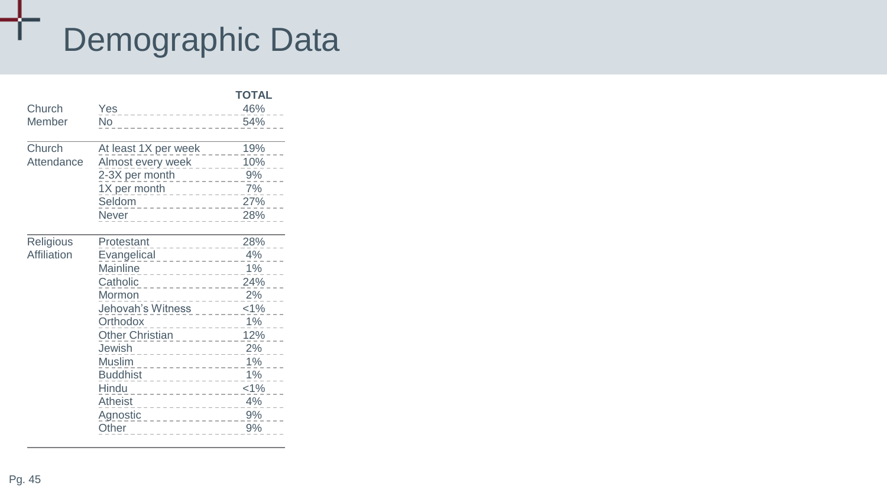# Demographic Data

| | | TOTAL |
|---|---|---|
| Church Member | Yes | 46% |
| | No | 54% |
| Church Attendance | At least 1X per week | 19% |
| | Almost every week | 10% |
| | 2-3X per month | 9% |
| | 1X per month | 7% |
| | Seldom | 27% |
| | Never | 28% |
| Religious Affiliation | Protestant | 28% |
| | Evangelical | 4% |
| | Mainline | 1% |
| | Catholic | 24% |
| | Mormon | 2% |
| | Jehovah's Witness | <1% |
| | Orthodox | 1% |
| | Other Christian | 12% |
| | Jewish | 2% |
| | Muslim | 1% |
| | Buddhist | 1% |
| | Hindu | <1% |
| | Atheist | 4% |
| | Agnostic | 9% |
| | Other | 9% |